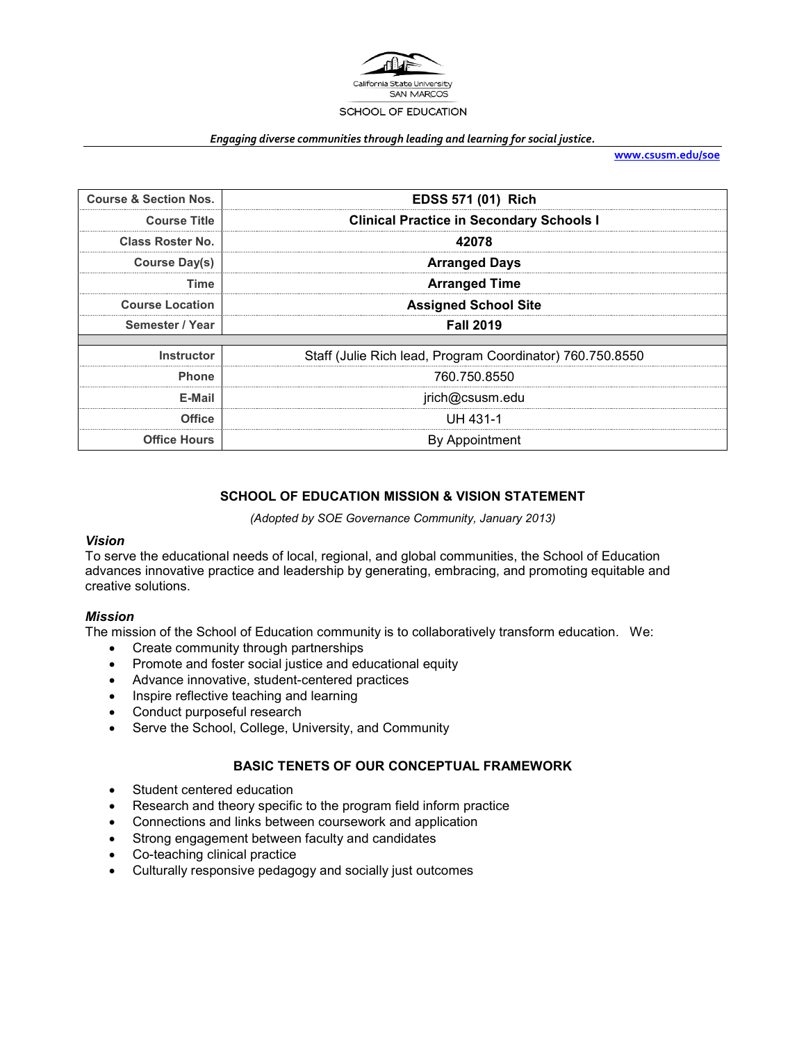California State University SAN MARCOS

SCHOOL OF EDUCATION

***Engaging diverse communities through leading and learning for social justice.***

**www.csusm.edu/soe**

| Course & Section Nos. | EDSS 571 (01) Rich |
|---|---|
| Course Title | Clinical Practice in Secondary Schools I |
| Class Roster No. | 42078 |
| Course Day(s) | Arranged Days |
| Time | Arranged Time |
| Course Location | Assigned School Site |
| Semester / Year | Fall 2019 |
| | |
| Instructor | Staff (Julie Rich lead, Program Coordinator) 760.750.8550 |
| Phone | 760.750.8550 |
| E-Mail | jrich@csusm.edu |
| Office | UH 431-1 |
| Office Hours | By Appointment |

## SCHOOL OF EDUCATION MISSION & VISION STATEMENT

*(Adopted by SOE Governance Community, January 2013)*

### *Vision*

To serve the educational needs of local, regional, and global communities, the School of Education advances innovative practice and leadership by generating, embracing, and promoting equitable and creative solutions.

### *Mission*

The mission of the School of Education community is to collaboratively transform education. We:

- Create community through partnerships
- Promote and foster social justice and educational equity
- Advance innovative, student-centered practices
- Inspire reflective teaching and learning
- Conduct purposeful research
- Serve the School, College, University, and Community

## BASIC TENETS OF OUR CONCEPTUAL FRAMEWORK

- Student centered education
- Research and theory specific to the program field inform practice
- Connections and links between coursework and application
- Strong engagement between faculty and candidates
- Co-teaching clinical practice
- Culturally responsive pedagogy and socially just outcomes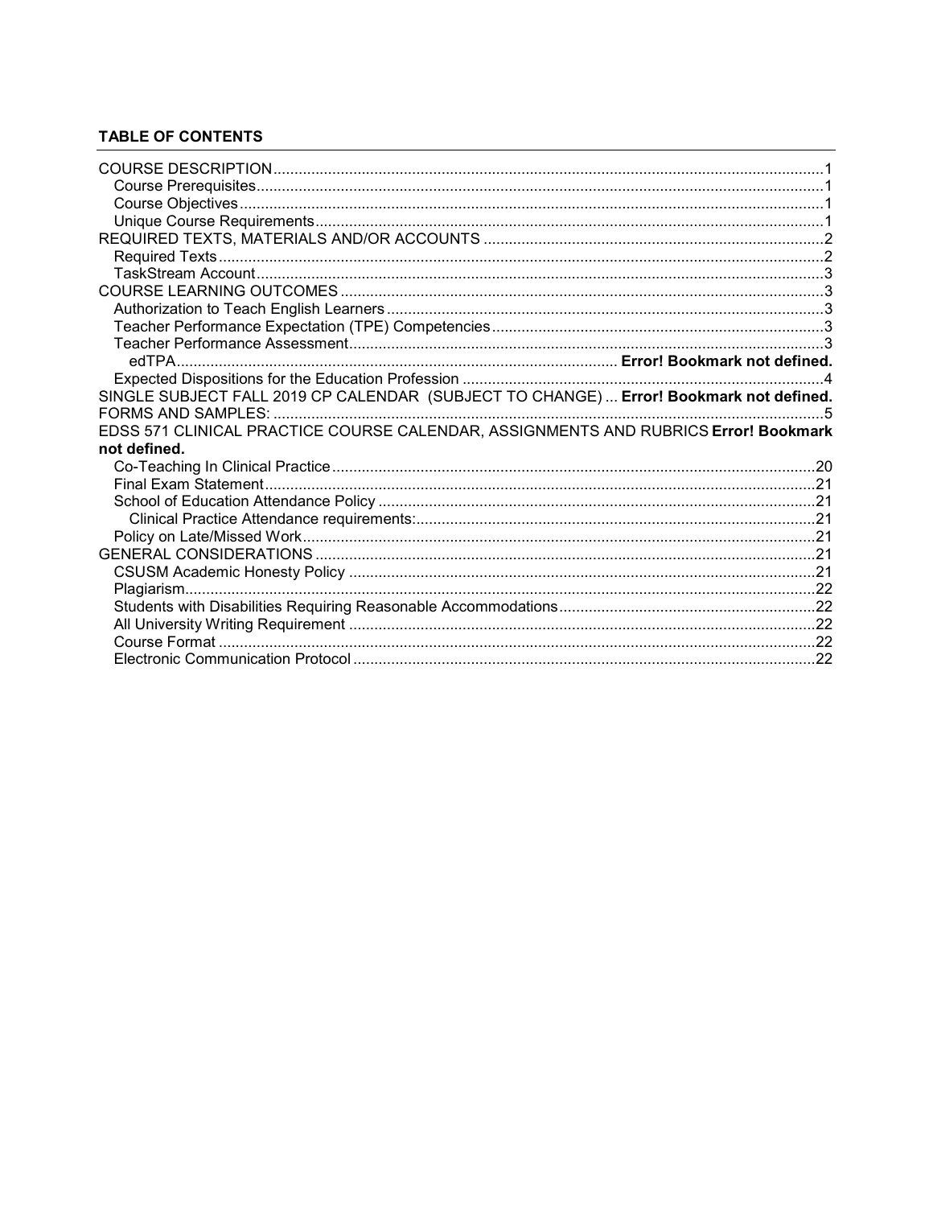**TABLE OF CONTENTS**

COURSE DESCRIPTION ........................................................................................................................ 1
  Course Prerequisites ........................................................................................................................ 1
  Course Objectives ............................................................................................................................ 1
  Unique Course Requirements .......................................................................................................... 1
REQUIRED TEXTS, MATERIALS AND/OR ACCOUNTS ................................................................... 2
  Required Texts ................................................................................................................................. 2
  TaskStream Account ........................................................................................................................ 3
COURSE LEARNING OUTCOMES ..................................................................................................... 3
  Authorization to Teach English Learners .......................................................................................... 3
  Teacher Performance Expectation (TPE) Competencies .................................................................. 3
  Teacher Performance Assessment ................................................................................................... 3
    edTPA ...................................................................................................... **Error! Bookmark not defined.**
  Expected Dispositions for the Education Profession ......................................................................... 4
SINGLE SUBJECT FALL 2019 CP CALENDAR (SUBJECT TO CHANGE) ... **Error! Bookmark not defined.**
FORMS AND SAMPLES: ..................................................................................................................... 5
EDSS 571 CLINICAL PRACTICE COURSE CALENDAR, ASSIGNMENTS AND RUBRICS **Error! Bookmark not defined.**
  Co-Teaching In Clinical Practice ..................................................................................................... 20
  Final Exam Statement .................................................................................................................... 21
  School of Education Attendance Policy .......................................................................................... 21
    Clinical Practice Attendance requirements: ................................................................................. 21
  Policy on Late/Missed Work ........................................................................................................... 21
GENERAL CONSIDERATIONS ......................................................................................................... 21
  CSUSM Academic Honesty Policy ................................................................................................. 21
  Plagiarism ...................................................................................................................................... 22
  Students with Disabilities Requiring Reasonable Accommodations ............................................... 22
  All University Writing Requirement ................................................................................................. 22
  Course Format ............................................................................................................................... 22
  Electronic Communication Protocol ............................................................................................... 22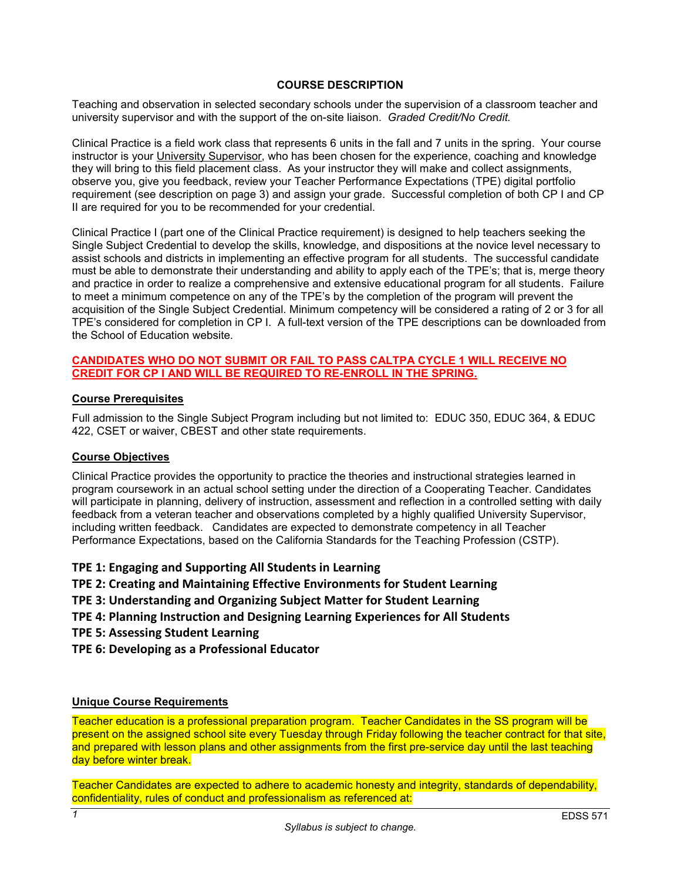## COURSE DESCRIPTION

Teaching and observation in selected secondary schools under the supervision of a classroom teacher and university supervisor and with the support of the on-site liaison. *Graded Credit/No Credit.*

Clinical Practice is a field work class that represents 6 units in the fall and 7 units in the spring. Your course instructor is your University Supervisor, who has been chosen for the experience, coaching and knowledge they will bring to this field placement class. As your instructor they will make and collect assignments, observe you, give you feedback, review your Teacher Performance Expectations (TPE) digital portfolio requirement (see description on page 3) and assign your grade. Successful completion of both CP I and CP II are required for you to be recommended for your credential.

Clinical Practice I (part one of the Clinical Practice requirement) is designed to help teachers seeking the Single Subject Credential to develop the skills, knowledge, and dispositions at the novice level necessary to assist schools and districts in implementing an effective program for all students. The successful candidate must be able to demonstrate their understanding and ability to apply each of the TPE's; that is, merge theory and practice in order to realize a comprehensive and extensive educational program for all students. Failure to meet a minimum competence on any of the TPE's by the completion of the program will prevent the acquisition of the Single Subject Credential. Minimum competency will be considered a rating of 2 or 3 for all TPE's considered for completion in CP I. A full-text version of the TPE descriptions can be downloaded from the School of Education website.

**CANDIDATES WHO DO NOT SUBMIT OR FAIL TO PASS CALTPA CYCLE 1 WILL RECEIVE NO CREDIT FOR CP I AND WILL BE REQUIRED TO RE-ENROLL IN THE SPRING.**

### Course Prerequisites

Full admission to the Single Subject Program including but not limited to: EDUC 350, EDUC 364, & EDUC 422, CSET or waiver, CBEST and other state requirements.

### Course Objectives

Clinical Practice provides the opportunity to practice the theories and instructional strategies learned in program coursework in an actual school setting under the direction of a Cooperating Teacher. Candidates will participate in planning, delivery of instruction, assessment and reflection in a controlled setting with daily feedback from a veteran teacher and observations completed by a highly qualified University Supervisor, including written feedback. Candidates are expected to demonstrate competency in all Teacher Performance Expectations, based on the California Standards for the Teaching Profession (CSTP).

**TPE 1: Engaging and Supporting All Students in Learning**
**TPE 2: Creating and Maintaining Effective Environments for Student Learning**
**TPE 3: Understanding and Organizing Subject Matter for Student Learning**
**TPE 4: Planning Instruction and Designing Learning Experiences for All Students**
**TPE 5: Assessing Student Learning**
**TPE 6: Developing as a Professional Educator**

### Unique Course Requirements

Teacher education is a professional preparation program. Teacher Candidates in the SS program will be present on the assigned school site every Tuesday through Friday following the teacher contract for that site, and prepared with lesson plans and other assignments from the first pre-service day until the last teaching day before winter break.

Teacher Candidates are expected to adhere to academic honesty and integrity, standards of dependability, confidentiality, rules of conduct and professionalism as referenced at: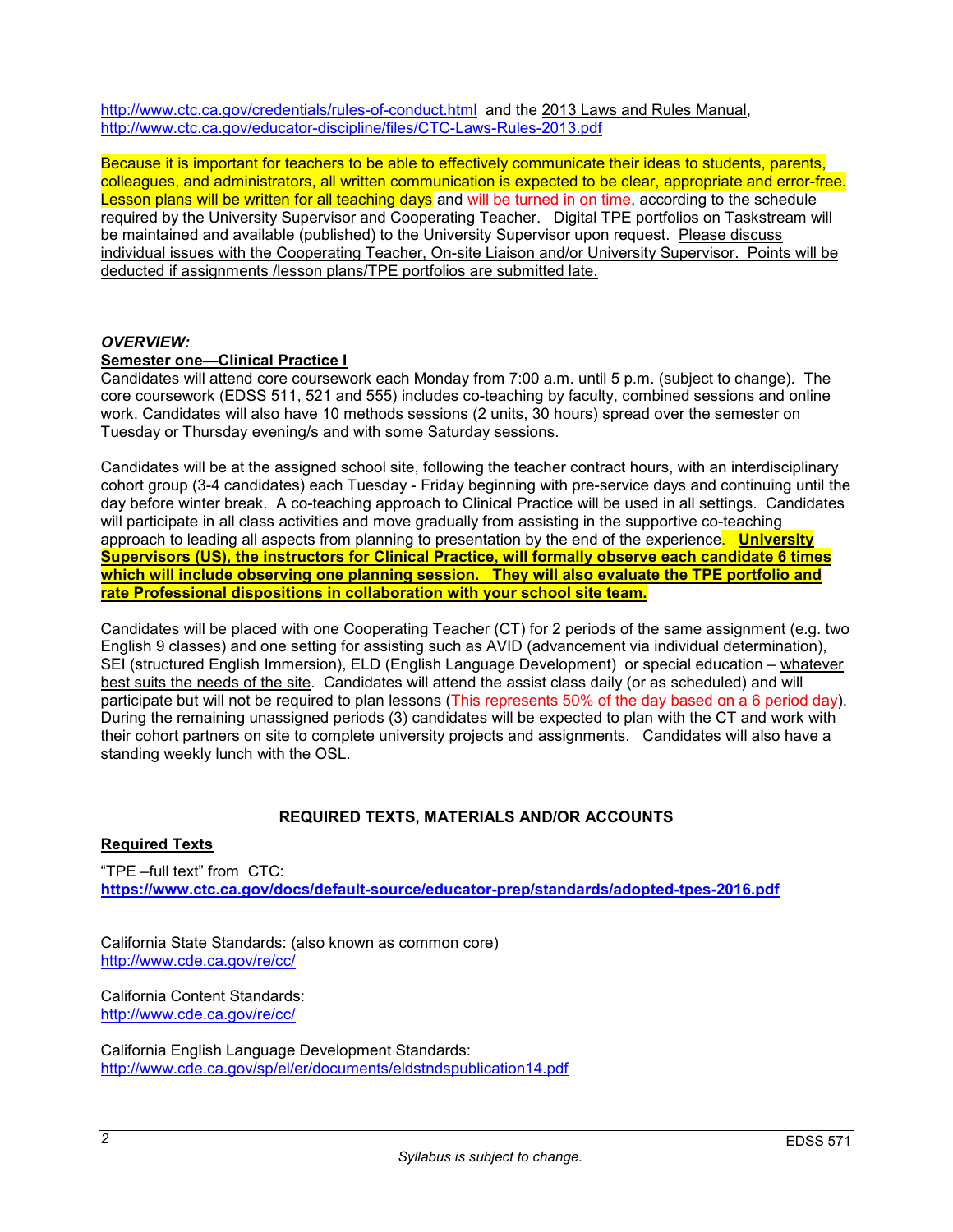http://www.ctc.ca.gov/credentials/rules-of-conduct.html and the 2013 Laws and Rules Manual, http://www.ctc.ca.gov/educator-discipline/files/CTC-Laws-Rules-2013.pdf

Because it is important for teachers to be able to effectively communicate their ideas to students, parents, colleagues, and administrators, all written communication is expected to be clear, appropriate and error-free. Lesson plans will be written for all teaching days and will be turned in on time, according to the schedule required by the University Supervisor and Cooperating Teacher. Digital TPE portfolios on Taskstream will be maintained and available (published) to the University Supervisor upon request. Please discuss individual issues with the Cooperating Teacher, On-site Liaison and/or University Supervisor. Points will be deducted if assignments /lesson plans/TPE portfolios are submitted late.

***OVERVIEW:***

**Semester one—Clinical Practice I**

Candidates will attend core coursework each Monday from 7:00 a.m. until 5 p.m. (subject to change). The core coursework (EDSS 511, 521 and 555) includes co-teaching by faculty, combined sessions and online work. Candidates will also have 10 methods sessions (2 units, 30 hours) spread over the semester on Tuesday or Thursday evening/s and with some Saturday sessions.

Candidates will be at the assigned school site, following the teacher contract hours, with an interdisciplinary cohort group (3-4 candidates) each Tuesday - Friday beginning with pre-service days and continuing until the day before winter break. A co-teaching approach to Clinical Practice will be used in all settings. Candidates will participate in all class activities and move gradually from assisting in the supportive co-teaching approach to leading all aspects from planning to presentation by the end of the experience. **University Supervisors (US), the instructors for Clinical Practice, will formally observe each candidate 6 times which will include observing one planning session. They will also evaluate the TPE portfolio and rate Professional dispositions in collaboration with your school site team.**

Candidates will be placed with one Cooperating Teacher (CT) for 2 periods of the same assignment (e.g. two English 9 classes) and one setting for assisting such as AVID (advancement via individual determination), SEI (structured English Immersion), ELD (English Language Development) or special education – whatever best suits the needs of the site. Candidates will attend the assist class daily (or as scheduled) and will participate but will not be required to plan lessons (This represents 50% of the day based on a 6 period day). During the remaining unassigned periods (3) candidates will be expected to plan with the CT and work with their cohort partners on site to complete university projects and assignments. Candidates will also have a standing weekly lunch with the OSL.

## REQUIRED TEXTS, MATERIALS AND/OR ACCOUNTS

**Required Texts**

"TPE –full text" from CTC:
**https://www.ctc.ca.gov/docs/default-source/educator-prep/standards/adopted-tpes-2016.pdf**

California State Standards: (also known as common core)
http://www.cde.ca.gov/re/cc/

California Content Standards:
http://www.cde.ca.gov/re/cc/

California English Language Development Standards:
http://www.cde.ca.gov/sp/el/er/documents/eldstndspublication14.pdf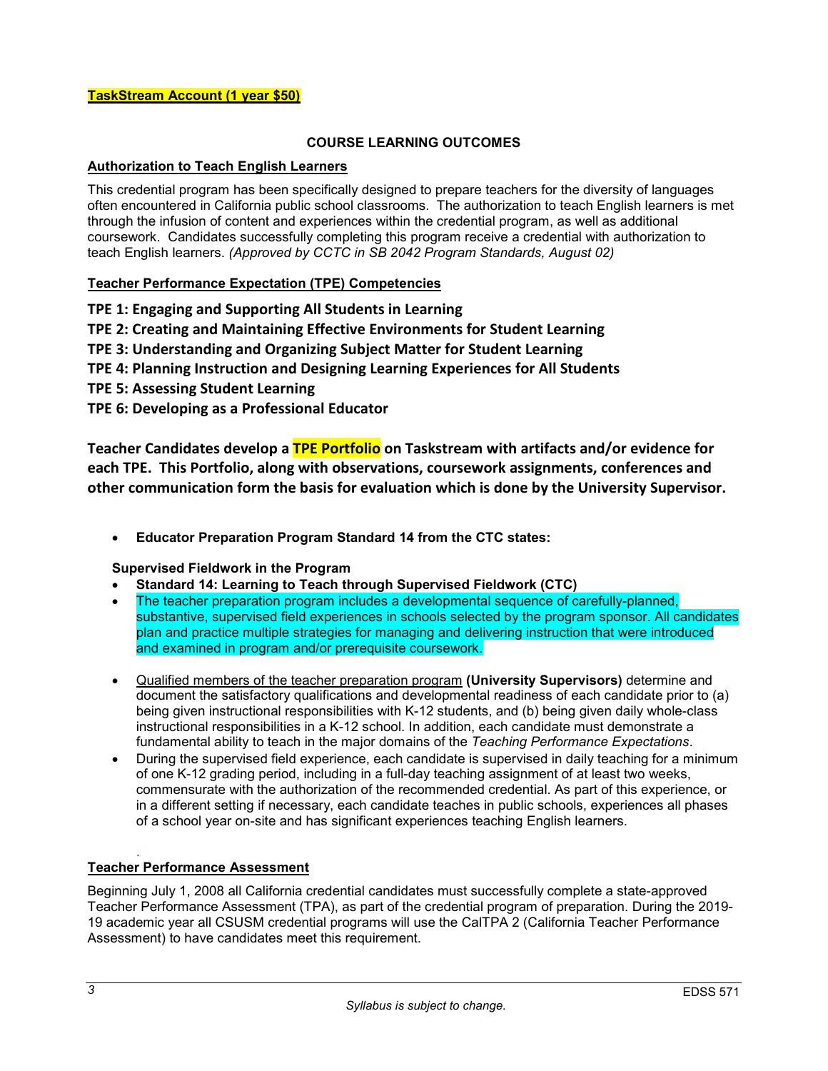**TaskStream Account (1 year $50)**

## COURSE LEARNING OUTCOMES

### Authorization to Teach English Learners

This credential program has been specifically designed to prepare teachers for the diversity of languages often encountered in California public school classrooms. The authorization to teach English learners is met through the infusion of content and experiences within the credential program, as well as additional coursework. Candidates successfully completing this program receive a credential with authorization to teach English learners. *(Approved by CCTC in SB 2042 Program Standards, August 02)*

### Teacher Performance Expectation (TPE) Competencies

**TPE 1: Engaging and Supporting All Students in Learning**
**TPE 2: Creating and Maintaining Effective Environments for Student Learning**
**TPE 3: Understanding and Organizing Subject Matter for Student Learning**
**TPE 4: Planning Instruction and Designing Learning Experiences for All Students**
**TPE 5: Assessing Student Learning**
**TPE 6: Developing as a Professional Educator**

**Teacher Candidates develop a TPE Portfolio on Taskstream with artifacts and/or evidence for each TPE. This Portfolio, along with observations, coursework assignments, conferences and other communication form the basis for evaluation which is done by the University Supervisor.**

- **Educator Preparation Program Standard 14 from the CTC states:**

**Supervised Fieldwork in the Program**

- **Standard 14: Learning to Teach through Supervised Fieldwork (CTC)**
- The teacher preparation program includes a developmental sequence of carefully-planned, substantive, supervised field experiences in schools selected by the program sponsor. All candidates plan and practice multiple strategies for managing and delivering instruction that were introduced and examined in program and/or prerequisite coursework.
- Qualified members of the teacher preparation program **(University Supervisors)** determine and document the satisfactory qualifications and developmental readiness of each candidate prior to (a) being given instructional responsibilities with K-12 students, and (b) being given daily whole-class instructional responsibilities in a K-12 school. In addition, each candidate must demonstrate a fundamental ability to teach in the major domains of the *Teaching Performance Expectations*.
- During the supervised field experience, each candidate is supervised in daily teaching for a minimum of one K-12 grading period, including in a full-day teaching assignment of at least two weeks, commensurate with the authorization of the recommended credential. As part of this experience, or in a different setting if necessary, each candidate teaches in public schools, experiences all phases of a school year on-site and has significant experiences teaching English learners.

### Teacher Performance Assessment

Beginning July 1, 2008 all California credential candidates must successfully complete a state-approved Teacher Performance Assessment (TPA), as part of the credential program of preparation. During the 2019-19 academic year all CSUSM credential programs will use the CalTPA 2 (California Teacher Performance Assessment) to have candidates meet this requirement.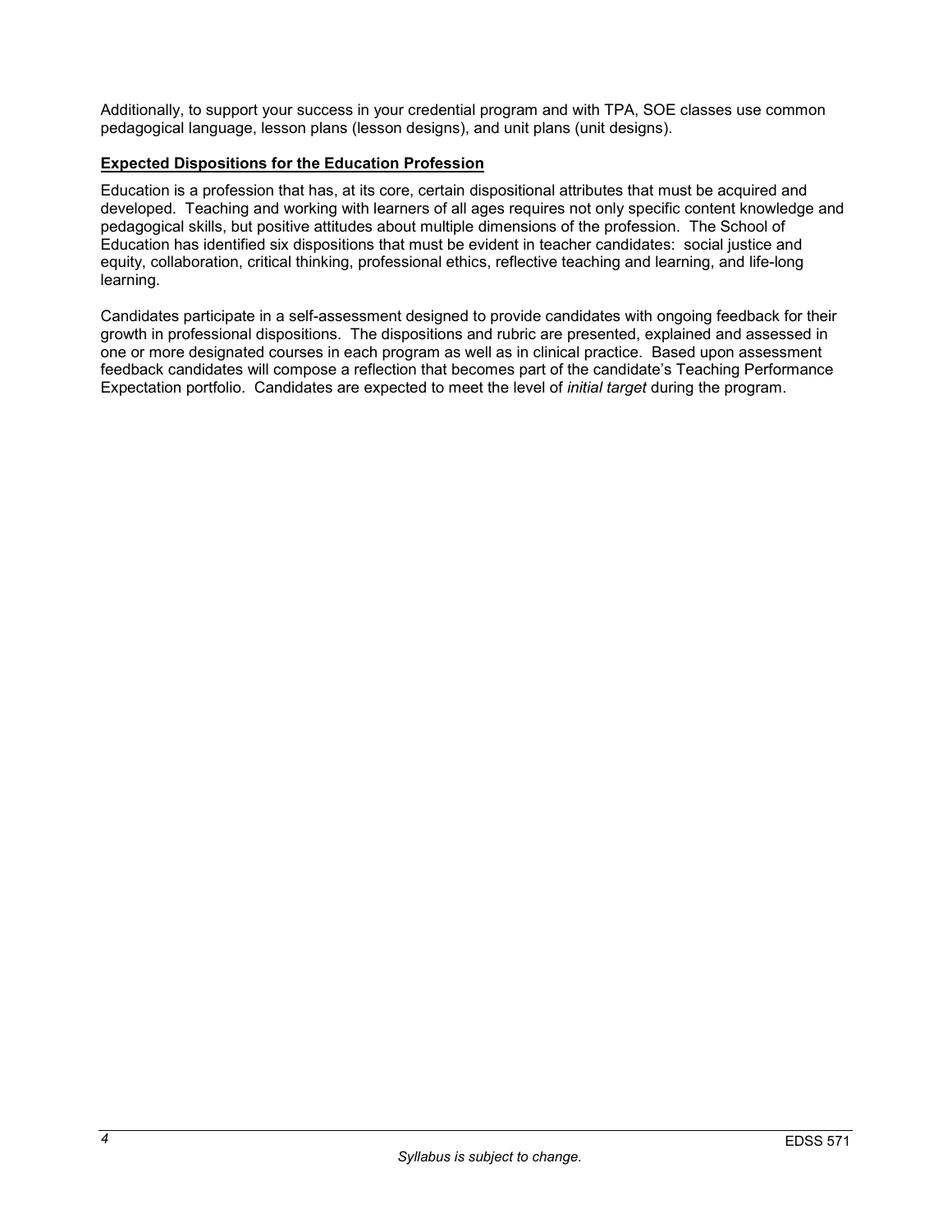Additionally, to support your success in your credential program and with TPA, SOE classes use common pedagogical language, lesson plans (lesson designs), and unit plans (unit designs).

**Expected Dispositions for the Education Profession**

Education is a profession that has, at its core, certain dispositional attributes that must be acquired and developed. Teaching and working with learners of all ages requires not only specific content knowledge and pedagogical skills, but positive attitudes about multiple dimensions of the profession. The School of Education has identified six dispositions that must be evident in teacher candidates: social justice and equity, collaboration, critical thinking, professional ethics, reflective teaching and learning, and life-long learning.

Candidates participate in a self-assessment designed to provide candidates with ongoing feedback for their growth in professional dispositions. The dispositions and rubric are presented, explained and assessed in one or more designated courses in each program as well as in clinical practice. Based upon assessment feedback candidates will compose a reflection that becomes part of the candidate's Teaching Performance Expectation portfolio. Candidates are expected to meet the level of *initial target* during the program.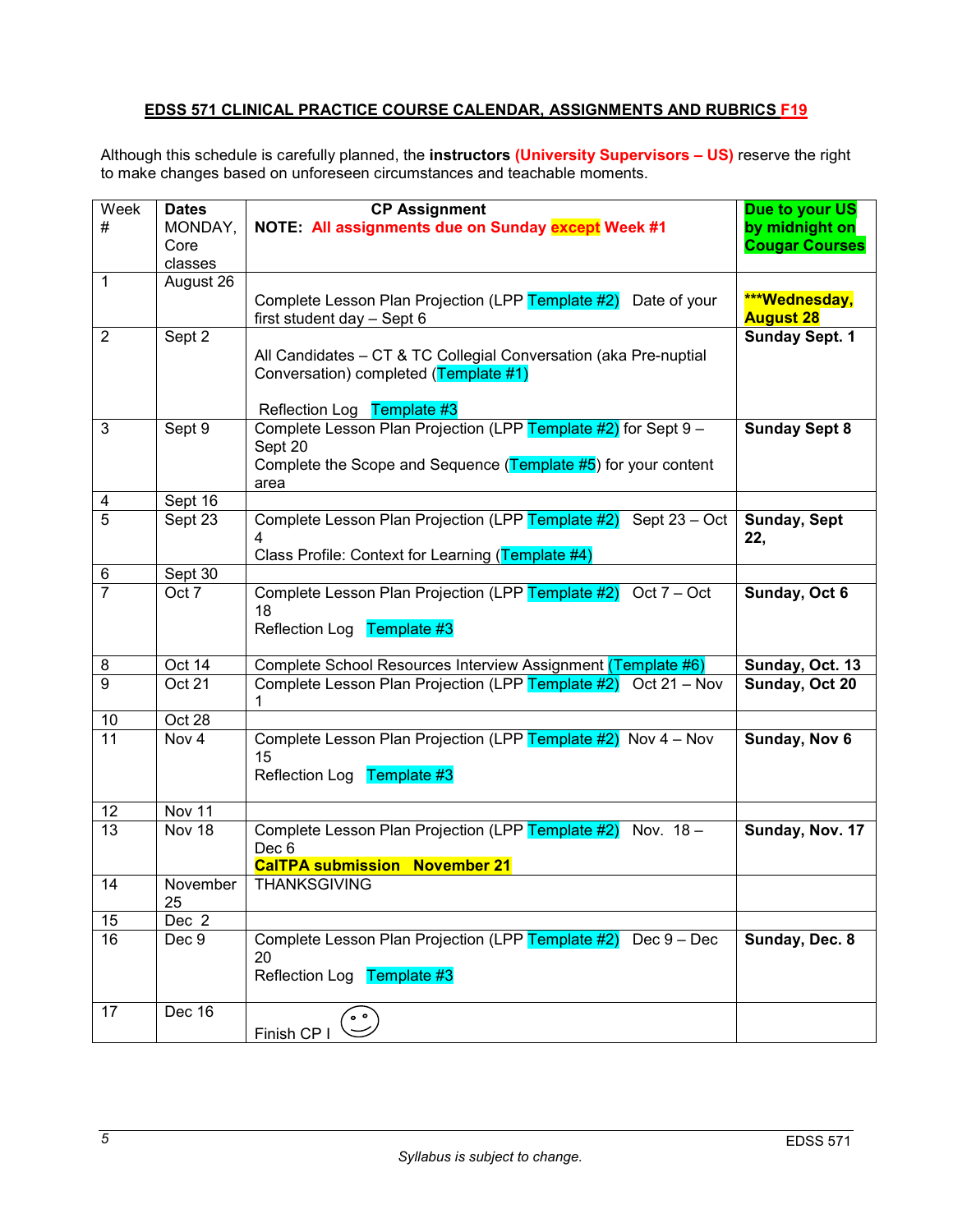**EDSS 571 CLINICAL PRACTICE COURSE CALENDAR, ASSIGNMENTS AND RUBRICS F19**

Although this schedule is carefully planned, the **instructors (University Supervisors – US)** reserve the right to make changes based on unforeseen circumstances and teachable moments.

| Week # | **Dates** MONDAY, Core classes | **CP Assignment** **NOTE: All assignments due on Sunday except Week #1** | **Due to your US by midnight on Cougar Courses** |
|---|---|---|---|
| 1 | August 26 | Complete Lesson Plan Projection (LPP Template #2) Date of your first student day – Sept 6 | **\*\*\*Wednesday, August 28** |
| 2 | Sept 2 | All Candidates – CT & TC Collegial Conversation (aka Pre-nuptial Conversation) completed (Template #1)<br><br>Reflection Log Template #3 | **Sunday Sept. 1** |
| 3 | Sept 9 | Complete Lesson Plan Projection (LPP Template #2) for Sept 9 – Sept 20<br>Complete the Scope and Sequence (Template #5) for your content area | **Sunday Sept 8** |
| 4 | Sept 16 | | |
| 5 | Sept 23 | Complete Lesson Plan Projection (LPP Template #2) Sept 23 – Oct 4<br>Class Profile: Context for Learning (Template #4) | **Sunday, Sept 22,** |
| 6 | Sept 30 | | |
| 7 | Oct 7 | Complete Lesson Plan Projection (LPP Template #2) Oct 7 – Oct 18<br>Reflection Log Template #3 | **Sunday, Oct 6** |
| 8 | Oct 14 | Complete School Resources Interview Assignment (Template #6) | **Sunday, Oct. 13** |
| 9 | Oct 21 | Complete Lesson Plan Projection (LPP Template #2) Oct 21 – Nov 1 | **Sunday, Oct 20** |
| 10 | Oct 28 | | |
| 11 | Nov 4 | Complete Lesson Plan Projection (LPP Template #2) Nov 4 – Nov 15<br>Reflection Log Template #3 | **Sunday, Nov 6** |
| 12 | Nov 11 | | |
| 13 | Nov 18 | Complete Lesson Plan Projection (LPP Template #2) Nov. 18 – Dec 6<br>**CalTPA submission November 21** | **Sunday, Nov. 17** |
| 14 | November 25 | THANKSGIVING | |
| 15 | Dec 2 | | |
| 16 | Dec 9 | Complete Lesson Plan Projection (LPP Template #2) Dec 9 – Dec 20<br>Reflection Log Template #3 | **Sunday, Dec. 8** |
| 17 | Dec 16 | Finish CP I ☺ | |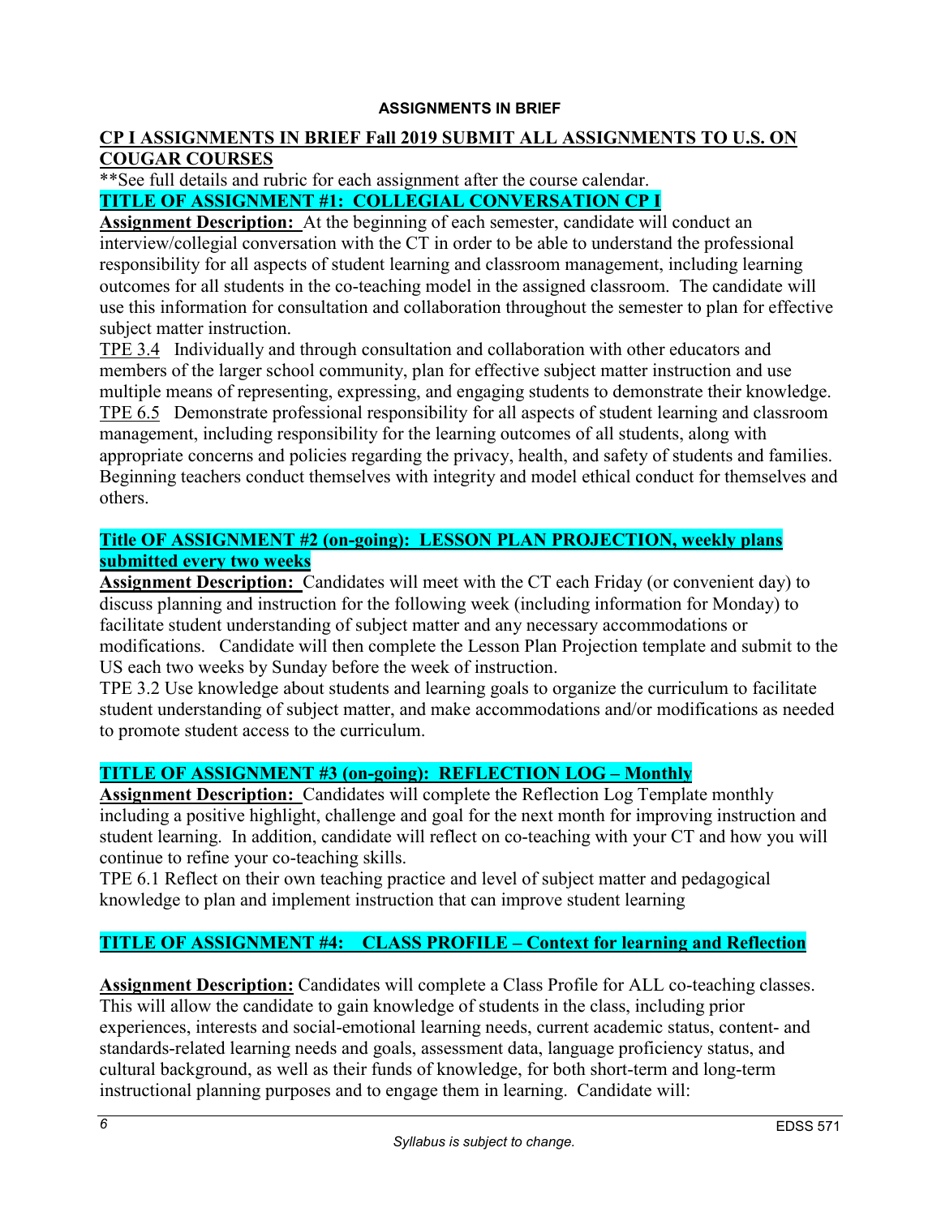#### ASSIGNMENTS IN BRIEF

**CP I ASSIGNMENTS IN BRIEF Fall 2019 SUBMIT ALL ASSIGNMENTS TO U.S. ON COUGAR COURSES**

**See full details and rubric for each assignment after the course calendar.

**TITLE OF ASSIGNMENT #1: COLLEGIAL CONVERSATION CP I**

**Assignment Description:** At the beginning of each semester, candidate will conduct an interview/collegial conversation with the CT in order to be able to understand the professional responsibility for all aspects of student learning and classroom management, including learning outcomes for all students in the co-teaching model in the assigned classroom. The candidate will use this information for consultation and collaboration throughout the semester to plan for effective subject matter instruction.

TPE 3.4 Individually and through consultation and collaboration with other educators and members of the larger school community, plan for effective subject matter instruction and use multiple means of representing, expressing, and engaging students to demonstrate their knowledge.

TPE 6.5 Demonstrate professional responsibility for all aspects of student learning and classroom management, including responsibility for the learning outcomes of all students, along with appropriate concerns and policies regarding the privacy, health, and safety of students and families. Beginning teachers conduct themselves with integrity and model ethical conduct for themselves and others.

**Title OF ASSIGNMENT #2 (on-going): LESSON PLAN PROJECTION, weekly plans submitted every two weeks**

**Assignment Description:** Candidates will meet with the CT each Friday (or convenient day) to discuss planning and instruction for the following week (including information for Monday) to facilitate student understanding of subject matter and any necessary accommodations or modifications. Candidate will then complete the Lesson Plan Projection template and submit to the US each two weeks by Sunday before the week of instruction.

TPE 3.2 Use knowledge about students and learning goals to organize the curriculum to facilitate student understanding of subject matter, and make accommodations and/or modifications as needed to promote student access to the curriculum.

**TITLE OF ASSIGNMENT #3 (on-going): REFLECTION LOG – Monthly**

**Assignment Description:** Candidates will complete the Reflection Log Template monthly including a positive highlight, challenge and goal for the next month for improving instruction and student learning. In addition, candidate will reflect on co-teaching with your CT and how you will continue to refine your co-teaching skills.

TPE 6.1 Reflect on their own teaching practice and level of subject matter and pedagogical knowledge to plan and implement instruction that can improve student learning

**TITLE OF ASSIGNMENT #4: CLASS PROFILE – Context for learning and Reflection**

**Assignment Description:** Candidates will complete a Class Profile for ALL co-teaching classes. This will allow the candidate to gain knowledge of students in the class, including prior experiences, interests and social-emotional learning needs, current academic status, content- and standards-related learning needs and goals, assessment data, language proficiency status, and cultural background, as well as their funds of knowledge, for both short-term and long-term instructional planning purposes and to engage them in learning. Candidate will: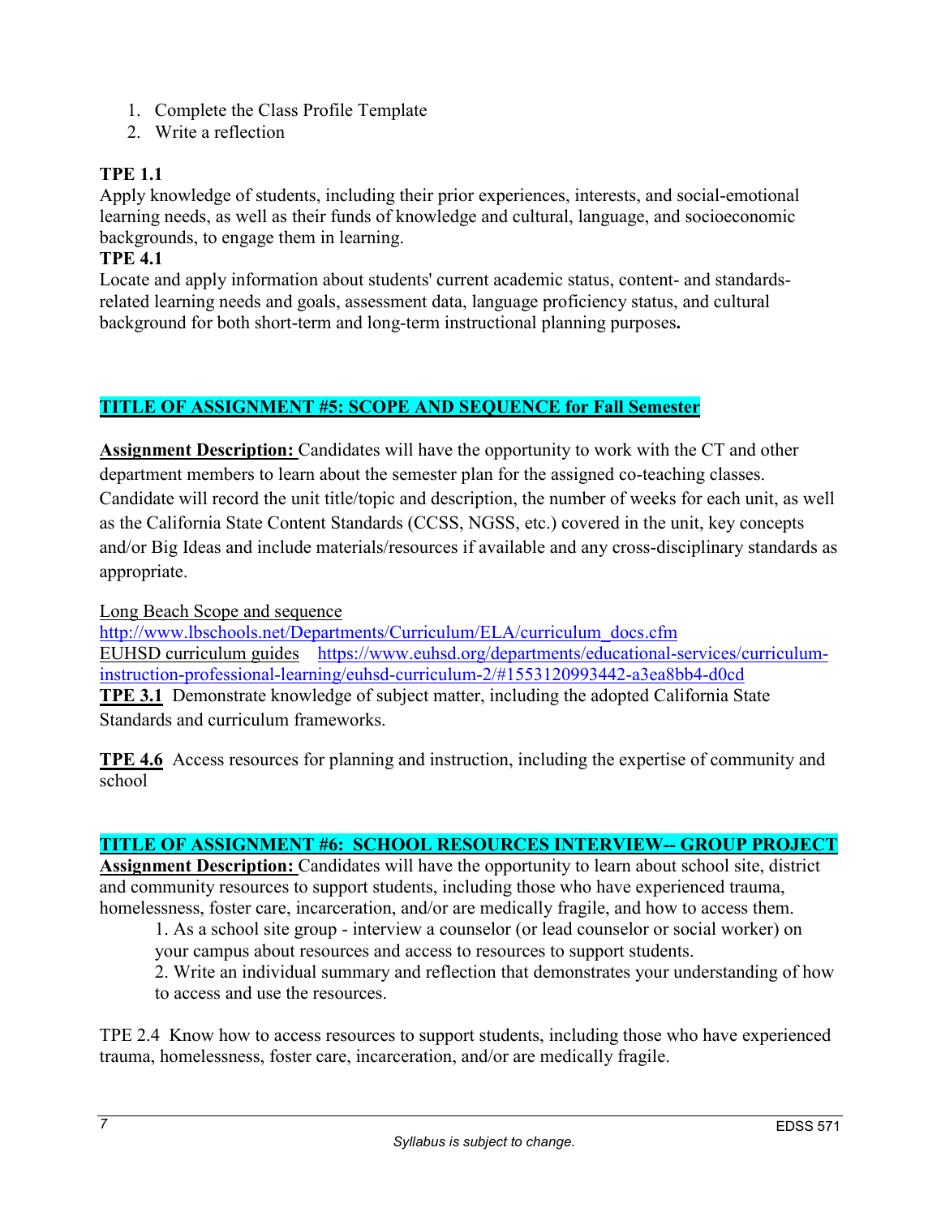1. Complete the Class Profile Template
2. Write a reflection

**TPE 1.1**
Apply knowledge of students, including their prior experiences, interests, and social-emotional learning needs, as well as their funds of knowledge and cultural, language, and socioeconomic backgrounds, to engage them in learning.

**TPE 4.1**
Locate and apply information about students' current academic status, content- and standards-related learning needs and goals, assessment data, language proficiency status, and cultural background for both short-term and long-term instructional planning purposes**.**

## TITLE OF ASSIGNMENT #5: SCOPE AND SEQUENCE for Fall Semester

**Assignment Description:** Candidates will have the opportunity to work with the CT and other department members to learn about the semester plan for the assigned co-teaching classes. Candidate will record the unit title/topic and description, the number of weeks for each unit, as well as the California State Content Standards (CCSS, NGSS, etc.) covered in the unit, key concepts and/or Big Ideas and include materials/resources if available and any cross-disciplinary standards as appropriate.

Long Beach Scope and sequence
http://www.lbschools.net/Departments/Curriculum/ELA/curriculum_docs.cfm
EUHSD curriculum guides https://www.euhsd.org/departments/educational-services/curriculum-instruction-professional-learning/euhsd-curriculum-2/#1553120993442-a3ea8bb4-d0cd

**TPE 3.1** Demonstrate knowledge of subject matter, including the adopted California State Standards and curriculum frameworks.

**TPE 4.6** Access resources for planning and instruction, including the expertise of community and school

## TITLE OF ASSIGNMENT #6: SCHOOL RESOURCES INTERVIEW-- GROUP PROJECT

**Assignment Description:** Candidates will have the opportunity to learn about school site, district and community resources to support students, including those who have experienced trauma, homelessness, foster care, incarceration, and/or are medically fragile, and how to access them.

1. As a school site group - interview a counselor (or lead counselor or social worker) on your campus about resources and access to resources to support students.
2. Write an individual summary and reflection that demonstrates your understanding of how to access and use the resources.

TPE 2.4 Know how to access resources to support students, including those who have experienced trauma, homelessness, foster care, incarceration, and/or are medically fragile.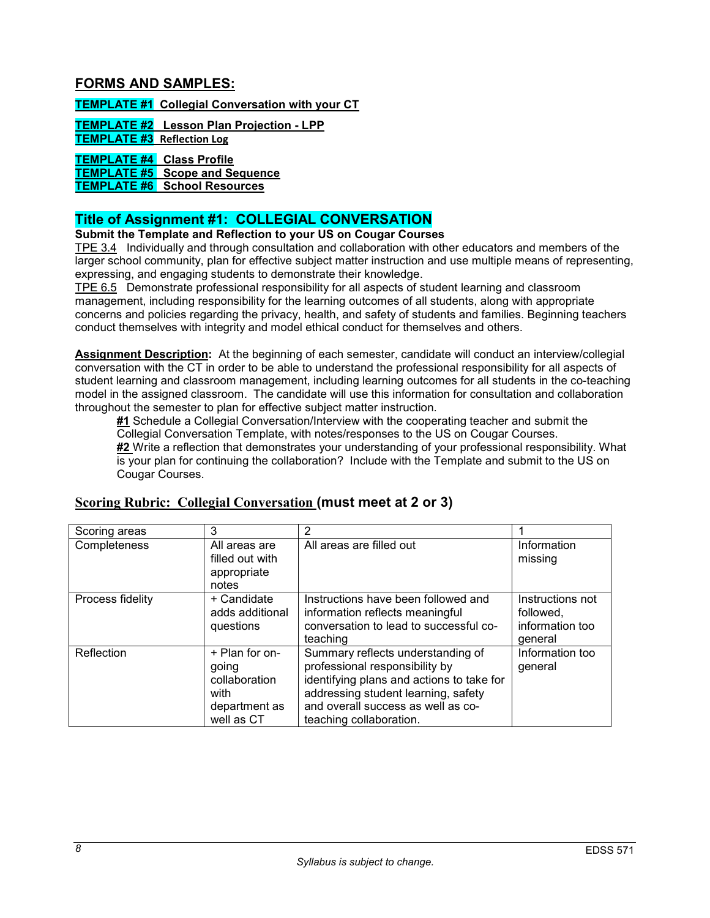## FORMS AND SAMPLES:

**TEMPLATE #1 Collegial Conversation with your CT**

**TEMPLATE #2 Lesson Plan Projection - LPP**
**TEMPLATE #3 Reflection Log**

**TEMPLATE #4 Class Profile**
**TEMPLATE #5 Scope and Sequence**
**TEMPLATE #6 School Resources**

## Title of Assignment #1: COLLEGIAL CONVERSATION

**Submit the Template and Reflection to your US on Cougar Courses**

TPE 3.4 Individually and through consultation and collaboration with other educators and members of the larger school community, plan for effective subject matter instruction and use multiple means of representing, expressing, and engaging students to demonstrate their knowledge.

TPE 6.5 Demonstrate professional responsibility for all aspects of student learning and classroom management, including responsibility for the learning outcomes of all students, along with appropriate concerns and policies regarding the privacy, health, and safety of students and families. Beginning teachers conduct themselves with integrity and model ethical conduct for themselves and others.

**Assignment Description:** At the beginning of each semester, candidate will conduct an interview/collegial conversation with the CT in order to be able to understand the professional responsibility for all aspects of student learning and classroom management, including learning outcomes for all students in the co-teaching model in the assigned classroom. The candidate will use this information for consultation and collaboration throughout the semester to plan for effective subject matter instruction.

**#1** Schedule a Collegial Conversation/Interview with the cooperating teacher and submit the Collegial Conversation Template, with notes/responses to the US on Cougar Courses.

**#2** Write a reflection that demonstrates your understanding of your professional responsibility. What is your plan for continuing the collaboration? Include with the Template and submit to the US on Cougar Courses.

### Scoring Rubric: Collegial Conversation (must meet at 2 or 3)

| Scoring areas | 3 | 2 | 1 |
|---|---|---|---|
| Completeness | All areas are filled out with appropriate notes | All areas are filled out | Information missing |
| Process fidelity | + Candidate adds additional questions | Instructions have been followed and information reflects meaningful conversation to lead to successful co-teaching | Instructions not followed, information too general |
| Reflection | + Plan for on-going collaboration with department as well as CT | Summary reflects understanding of professional responsibility by identifying plans and actions to take for addressing student learning, safety and overall success as well as co-teaching collaboration. | Information too general |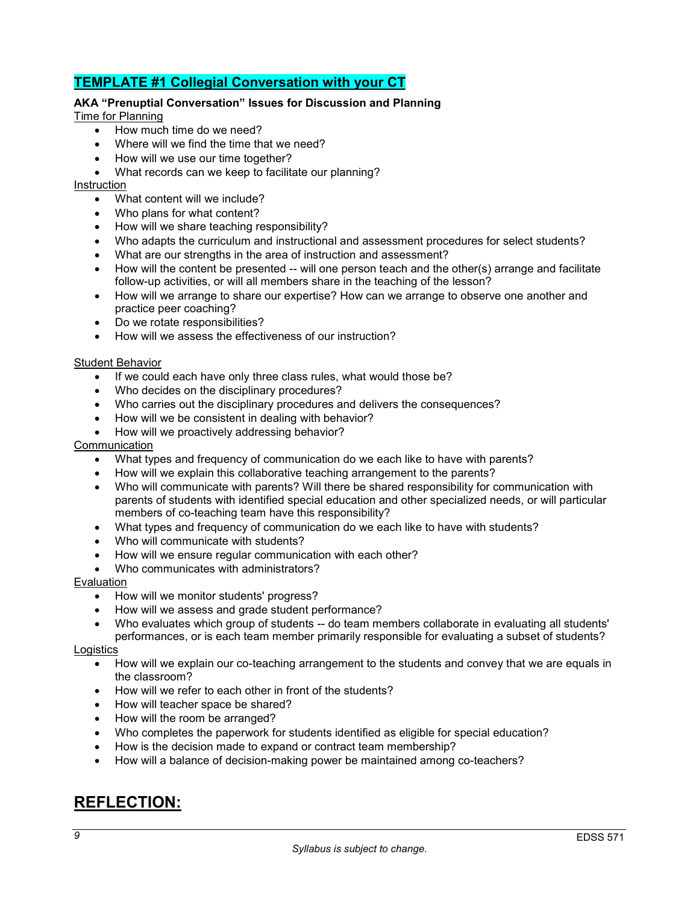## TEMPLATE #1 Collegial Conversation with your CT

**AKA "Prenuptial Conversation" Issues for Discussion and Planning**

Time for Planning

- How much time do we need?
- Where will we find the time that we need?
- How will we use our time together?
- What records can we keep to facilitate our planning?

Instruction

- What content will we include?
- Who plans for what content?
- How will we share teaching responsibility?
- Who adapts the curriculum and instructional and assessment procedures for select students?
- What are our strengths in the area of instruction and assessment?
- How will the content be presented -- will one person teach and the other(s) arrange and facilitate follow-up activities, or will all members share in the teaching of the lesson?
- How will we arrange to share our expertise? How can we arrange to observe one another and practice peer coaching?
- Do we rotate responsibilities?
- How will we assess the effectiveness of our instruction?

Student Behavior

- If we could each have only three class rules, what would those be?
- Who decides on the disciplinary procedures?
- Who carries out the disciplinary procedures and delivers the consequences?
- How will we be consistent in dealing with behavior?
- How will we proactively addressing behavior?

Communication

- What types and frequency of communication do we each like to have with parents?
- How will we explain this collaborative teaching arrangement to the parents?
- Who will communicate with parents? Will there be shared responsibility for communication with parents of students with identified special education and other specialized needs, or will particular members of co-teaching team have this responsibility?
- What types and frequency of communication do we each like to have with students?
- Who will communicate with students?
- How will we ensure regular communication with each other?
- Who communicates with administrators?

Evaluation

- How will we monitor students' progress?
- How will we assess and grade student performance?
- Who evaluates which group of students -- do team members collaborate in evaluating all students' performances, or is each team member primarily responsible for evaluating a subset of students?

Logistics

- How will we explain our co-teaching arrangement to the students and convey that we are equals in the classroom?
- How will we refer to each other in front of the students?
- How will teacher space be shared?
- How will the room be arranged?
- Who completes the paperwork for students identified as eligible for special education?
- How is the decision made to expand or contract team membership?
- How will a balance of decision-making power be maintained among co-teachers?

## REFLECTION: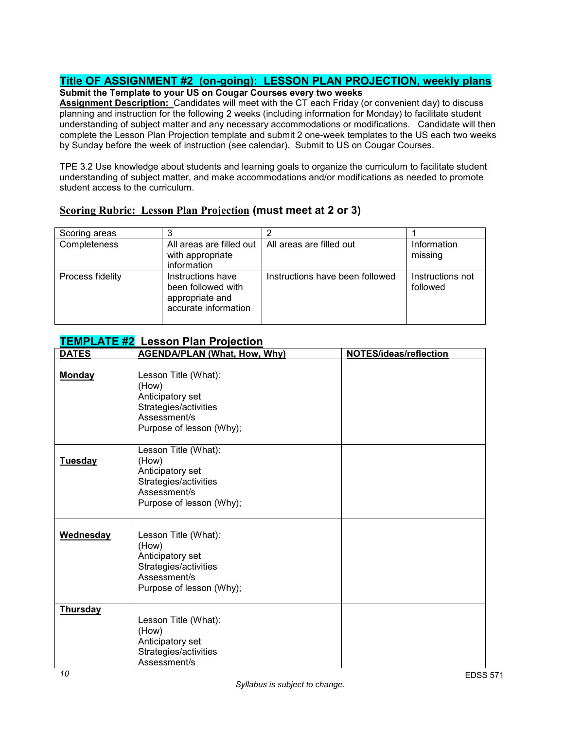## Title OF ASSIGNMENT #2 (on-going): LESSON PLAN PROJECTION, weekly plans

**Submit the Template to your US on Cougar Courses every two weeks**

**Assignment Description:** Candidates will meet with the CT each Friday (or convenient day) to discuss planning and instruction for the following 2 weeks (including information for Monday) to facilitate student understanding of subject matter and any necessary accommodations or modifications. Candidate will then complete the Lesson Plan Projection template and submit 2 one-week templates to the US each two weeks by Sunday before the week of instruction (see calendar). Submit to US on Cougar Courses.

TPE 3.2 Use knowledge about students and learning goals to organize the curriculum to facilitate student understanding of subject matter, and make accommodations and/or modifications as needed to promote student access to the curriculum.

### Scoring Rubric: Lesson Plan Projection (must meet at 2 or 3)

| Scoring areas | 3 | 2 | 1 |
|---|---|---|---|
| Completeness | All areas are filled out with appropriate information | All areas are filled out | Information missing |
| Process fidelity | Instructions have been followed with appropriate and accurate information | Instructions have been followed | Instructions not followed |

### TEMPLATE #2 Lesson Plan Projection

| DATES | AGENDA/PLAN (What, How, Why) | NOTES/ideas/reflection |
|---|---|---|
| **Monday** | Lesson Title (What):<br>(How)<br>Anticipatory set<br>Strategies/activities<br>Assessment/s<br>Purpose of lesson (Why); | |
| **Tuesday** | Lesson Title (What):<br>(How)<br>Anticipatory set<br>Strategies/activities<br>Assessment/s<br>Purpose of lesson (Why); | |
| **Wednesday** | Lesson Title (What):<br>(How)<br>Anticipatory set<br>Strategies/activities<br>Assessment/s<br>Purpose of lesson (Why); | |
| **Thursday** | Lesson Title (What):<br>(How)<br>Anticipatory set<br>Strategies/activities<br>Assessment/s | |

*Syllabus is subject to change.*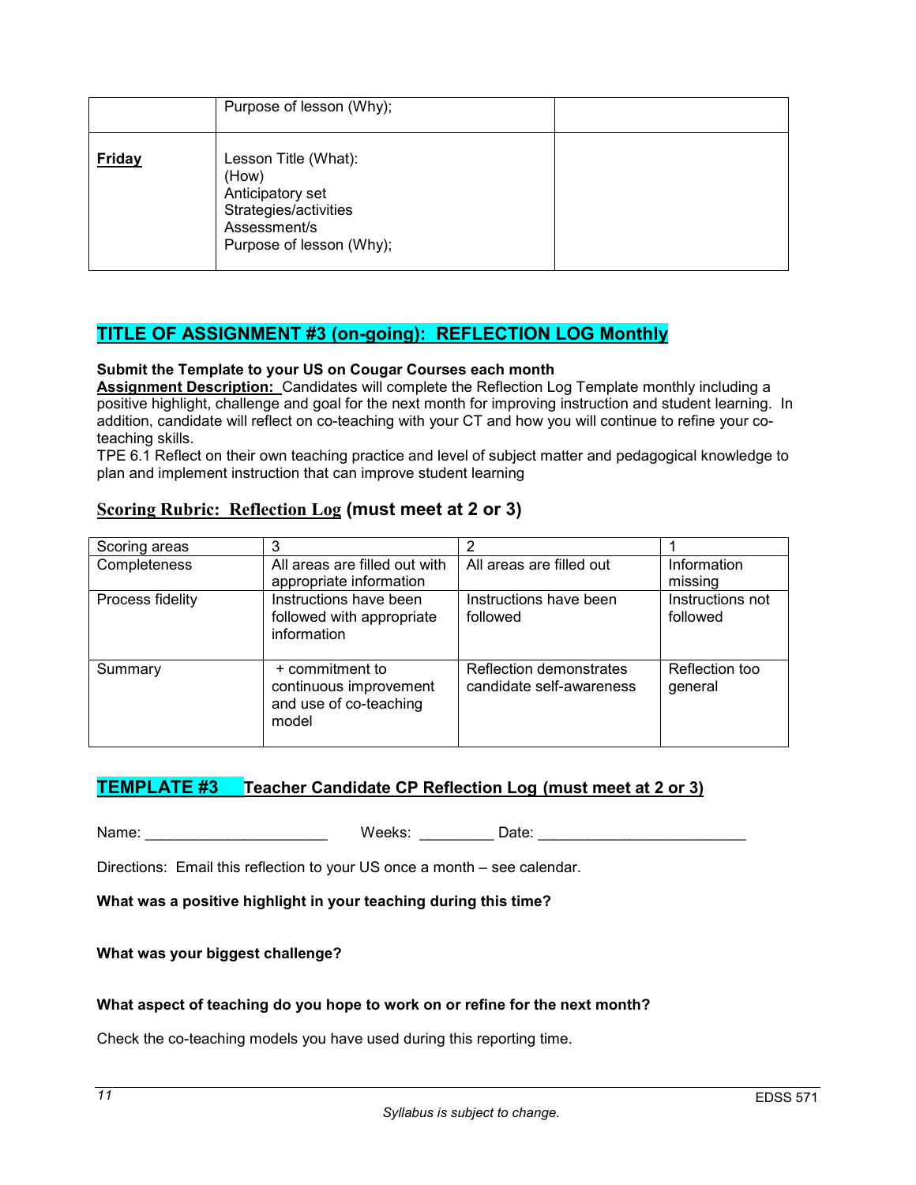| | Purpose of lesson (Why); | |
|---|---|---|
| **Friday** | Lesson Title (What):<br>(How)<br>Anticipatory set<br>Strategies/activities<br>Assessment/s<br>Purpose of lesson (Why); | |

## TITLE OF ASSIGNMENT #3 (on-going): REFLECTION LOG Monthly

**Submit the Template to your US on Cougar Courses each month**

**Assignment Description:** Candidates will complete the Reflection Log Template monthly including a positive highlight, challenge and goal for the next month for improving instruction and student learning. In addition, candidate will reflect on co-teaching with your CT and how you will continue to refine your co-teaching skills.

TPE 6.1 Reflect on their own teaching practice and level of subject matter and pedagogical knowledge to plan and implement instruction that can improve student learning

### Scoring Rubric: Reflection Log (must meet at 2 or 3)

| Scoring areas | 3 | 2 | 1 |
|---|---|---|---|
| Completeness | All areas are filled out with appropriate information | All areas are filled out | Information missing |
| Process fidelity | Instructions have been followed with appropriate information | Instructions have been followed | Instructions not followed |
| Summary | + commitment to continuous improvement and use of co-teaching model | Reflection demonstrates candidate self-awareness | Reflection too general |

## TEMPLATE #3 Teacher Candidate CP Reflection Log (must meet at 2 or 3)

Name: ______________________ Weeks: _________ Date: _________________________

Directions: Email this reflection to your US once a month – see calendar.

**What was a positive highlight in your teaching during this time?**

**What was your biggest challenge?**

**What aspect of teaching do you hope to work on or refine for the next month?**

Check the co-teaching models you have used during this reporting time.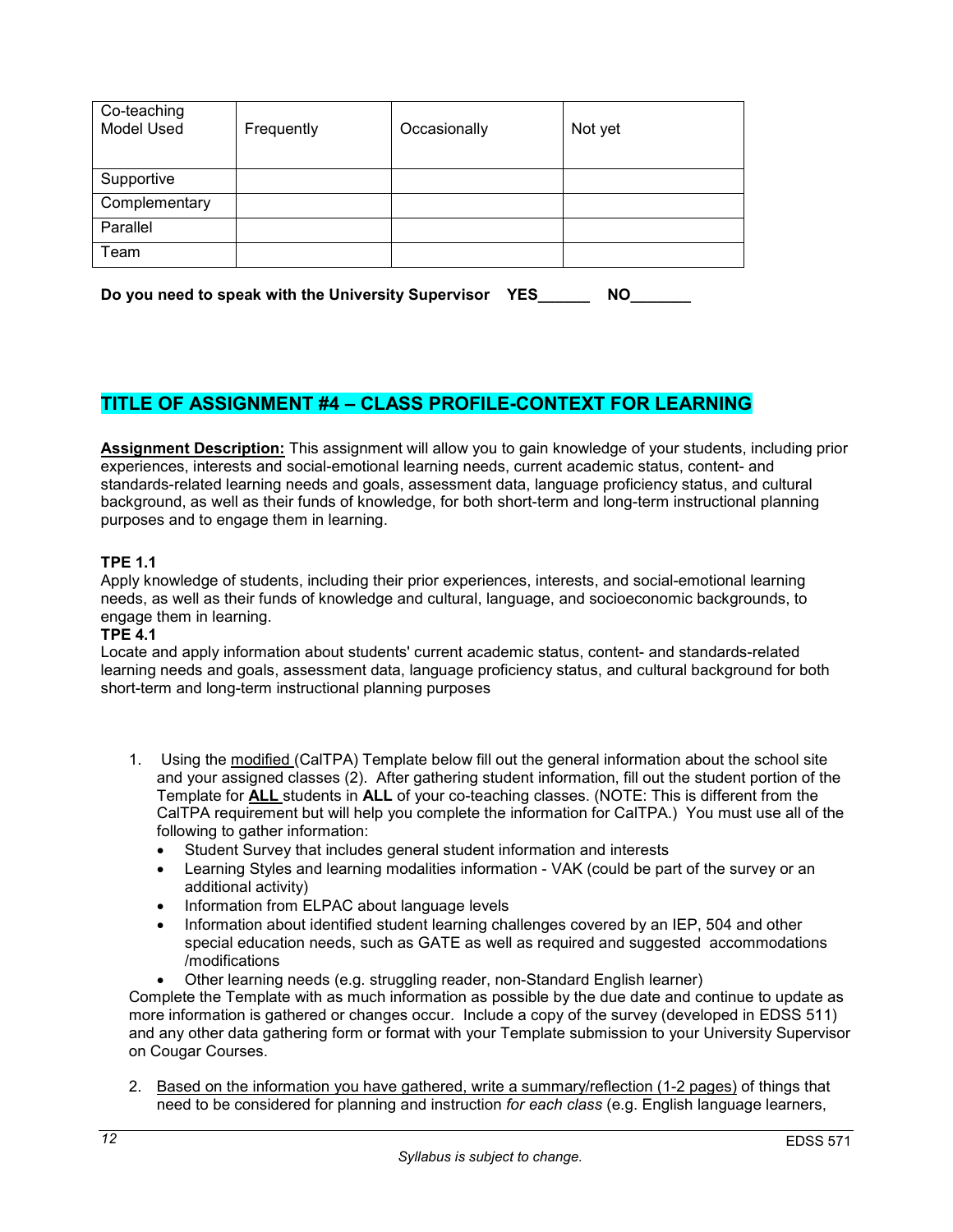| Co-teaching Model Used | Frequently | Occasionally | Not yet |
| --- | --- | --- | --- |
| Supportive | | | |
| Complementary | | | |
| Parallel | | | |
| Team | | | |

**Do you need to speak with the University Supervisor YES______ NO_______**

## TITLE OF ASSIGNMENT #4 – CLASS PROFILE-CONTEXT FOR LEARNING

**Assignment Description:** This assignment will allow you to gain knowledge of your students, including prior experiences, interests and social-emotional learning needs, current academic status, content- and standards-related learning needs and goals, assessment data, language proficiency status, and cultural background, as well as their funds of knowledge, for both short-term and long-term instructional planning purposes and to engage them in learning.

**TPE 1.1**
Apply knowledge of students, including their prior experiences, interests, and social-emotional learning needs, as well as their funds of knowledge and cultural, language, and socioeconomic backgrounds, to engage them in learning.

**TPE 4.1**
Locate and apply information about students' current academic status, content- and standards-related learning needs and goals, assessment data, language proficiency status, and cultural background for both short-term and long-term instructional planning purposes

1. Using the modified (CalTPA) Template below fill out the general information about the school site and your assigned classes (2). After gathering student information, fill out the student portion of the Template for **ALL** students in **ALL** of your co-teaching classes. (NOTE: This is different from the CalTPA requirement but will help you complete the information for CalTPA.) You must use all of the following to gather information:
   - Student Survey that includes general student information and interests
   - Learning Styles and learning modalities information - VAK (could be part of the survey or an additional activity)
   - Information from ELPAC about language levels
   - Information about identified student learning challenges covered by an IEP, 504 and other special education needs, such as GATE as well as required and suggested accommodations /modifications
   - Other learning needs (e.g. struggling reader, non-Standard English learner)

   Complete the Template with as much information as possible by the due date and continue to update as more information is gathered or changes occur. Include a copy of the survey (developed in EDSS 511) and any other data gathering form or format with your Template submission to your University Supervisor on Cougar Courses.

2. Based on the information you have gathered, write a summary/reflection (1-2 pages) of things that need to be considered for planning and instruction *for each class* (e.g. English language learners,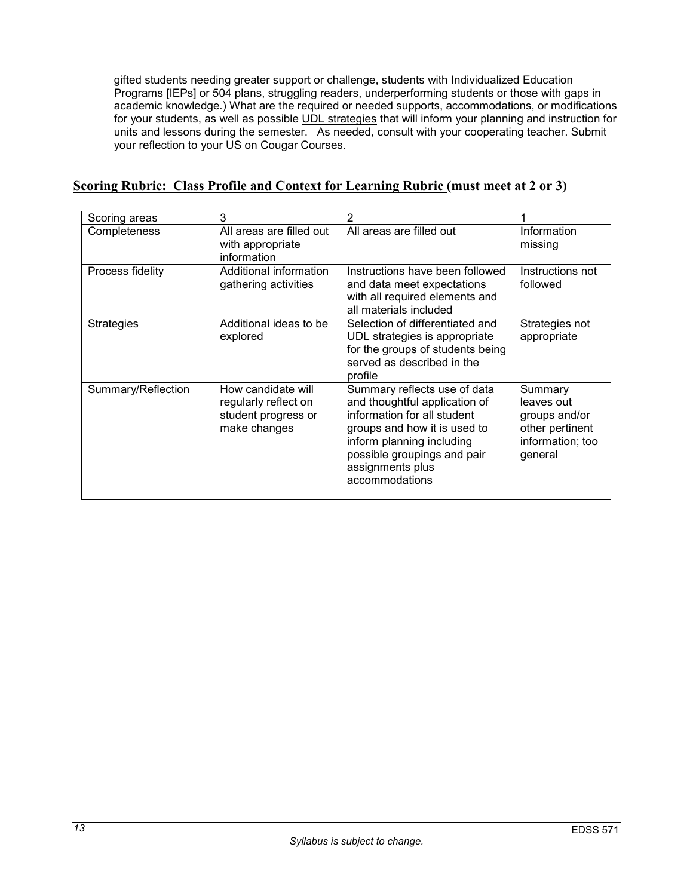gifted students needing greater support or challenge, students with Individualized Education Programs [IEPs] or 504 plans, struggling readers, underperforming students or those with gaps in academic knowledge.) What are the required or needed supports, accommodations, or modifications for your students, as well as possible UDL strategies that will inform your planning and instruction for units and lessons during the semester. As needed, consult with your cooperating teacher. Submit your reflection to your US on Cougar Courses.

**Scoring Rubric: Class Profile and Context for Learning Rubric (must meet at 2 or 3)**

| Scoring areas | 3 | 2 | 1 |
|---|---|---|---|
| Completeness | All areas are filled out with appropriate information | All areas are filled out | Information missing |
| Process fidelity | Additional information gathering activities | Instructions have been followed and data meet expectations with all required elements and all materials included | Instructions not followed |
| Strategies | Additional ideas to be explored | Selection of differentiated and UDL strategies is appropriate for the groups of students being served as described in the profile | Strategies not appropriate |
| Summary/Reflection | How candidate will regularly reflect on student progress or make changes | Summary reflects use of data and thoughtful application of information for all student groups and how it is used to inform planning including possible groupings and pair assignments plus accommodations | Summary leaves out groups and/or other pertinent information; too general |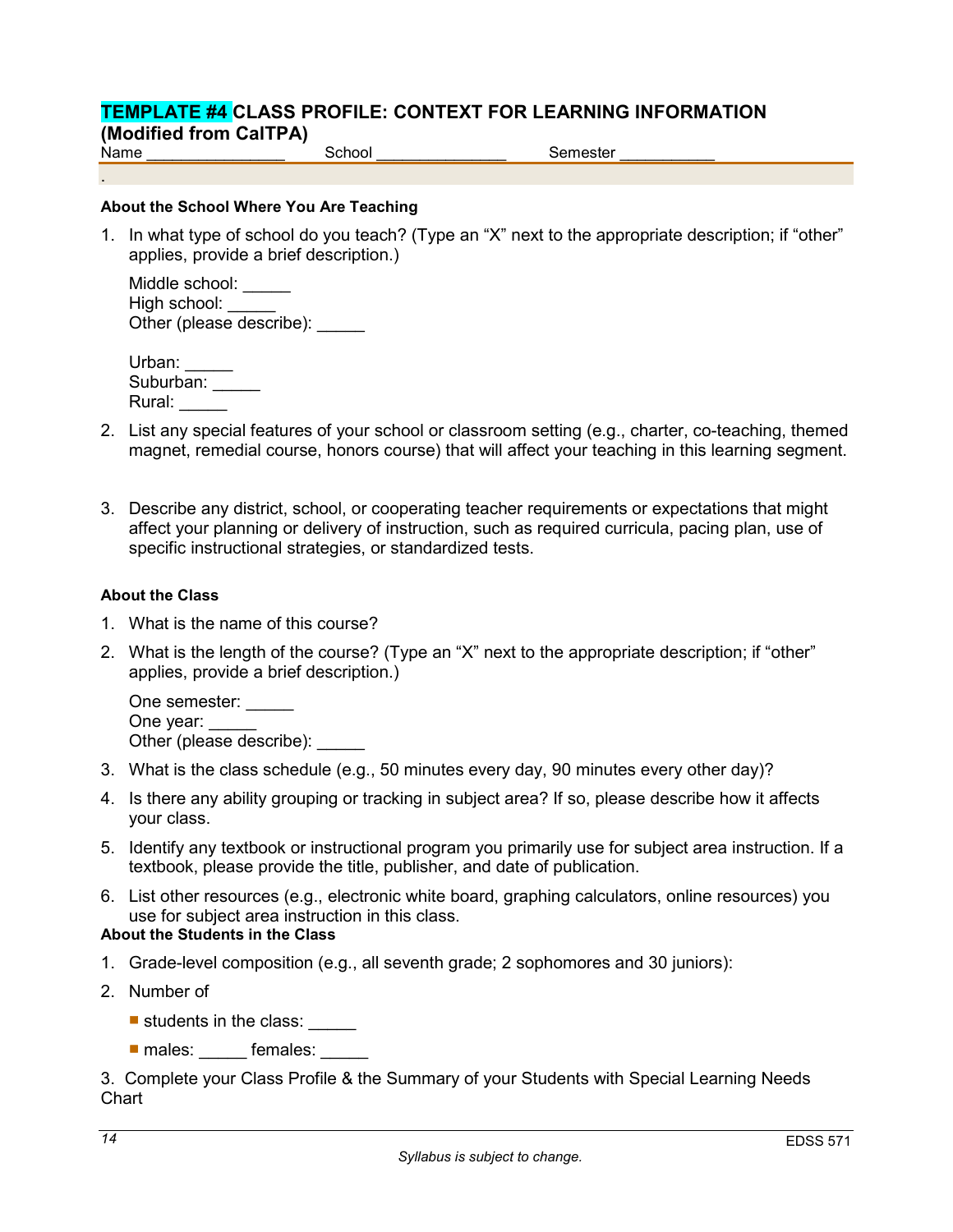# TEMPLATE #4 CLASS PROFILE: CONTEXT FOR LEARNING INFORMATION

**(Modified from CalTPA)**

Name ________________ School _______________ Semester ___________

.

**About the School Where You Are Teaching**

1. In what type of school do you teach? (Type an "X" next to the appropriate description; if "other" applies, provide a brief description.)

   Middle school: _____
   High school: _____
   Other (please describe): _____

   Urban: _____
   Suburban: _____
   Rural: _____

2. List any special features of your school or classroom setting (e.g., charter, co-teaching, themed magnet, remedial course, honors course) that will affect your teaching in this learning segment.

3. Describe any district, school, or cooperating teacher requirements or expectations that might affect your planning or delivery of instruction, such as required curricula, pacing plan, use of specific instructional strategies, or standardized tests.

**About the Class**

1. What is the name of this course?
2. What is the length of the course? (Type an "X" next to the appropriate description; if "other" applies, provide a brief description.)

   One semester: _____
   One year: _____
   Other (please describe): _____

3. What is the class schedule (e.g., 50 minutes every day, 90 minutes every other day)?
4. Is there any ability grouping or tracking in subject area? If so, please describe how it affects your class.
5. Identify any textbook or instructional program you primarily use for subject area instruction. If a textbook, please provide the title, publisher, and date of publication.
6. List other resources (e.g., electronic white board, graphing calculators, online resources) you use for subject area instruction in this class.

**About the Students in the Class**

1. Grade-level composition (e.g., all seventh grade; 2 sophomores and 30 juniors):
2. Number of
   - students in the class: _____
   - males: _____ females: _____

3. Complete your Class Profile & the Summary of your Students with Special Learning Needs Chart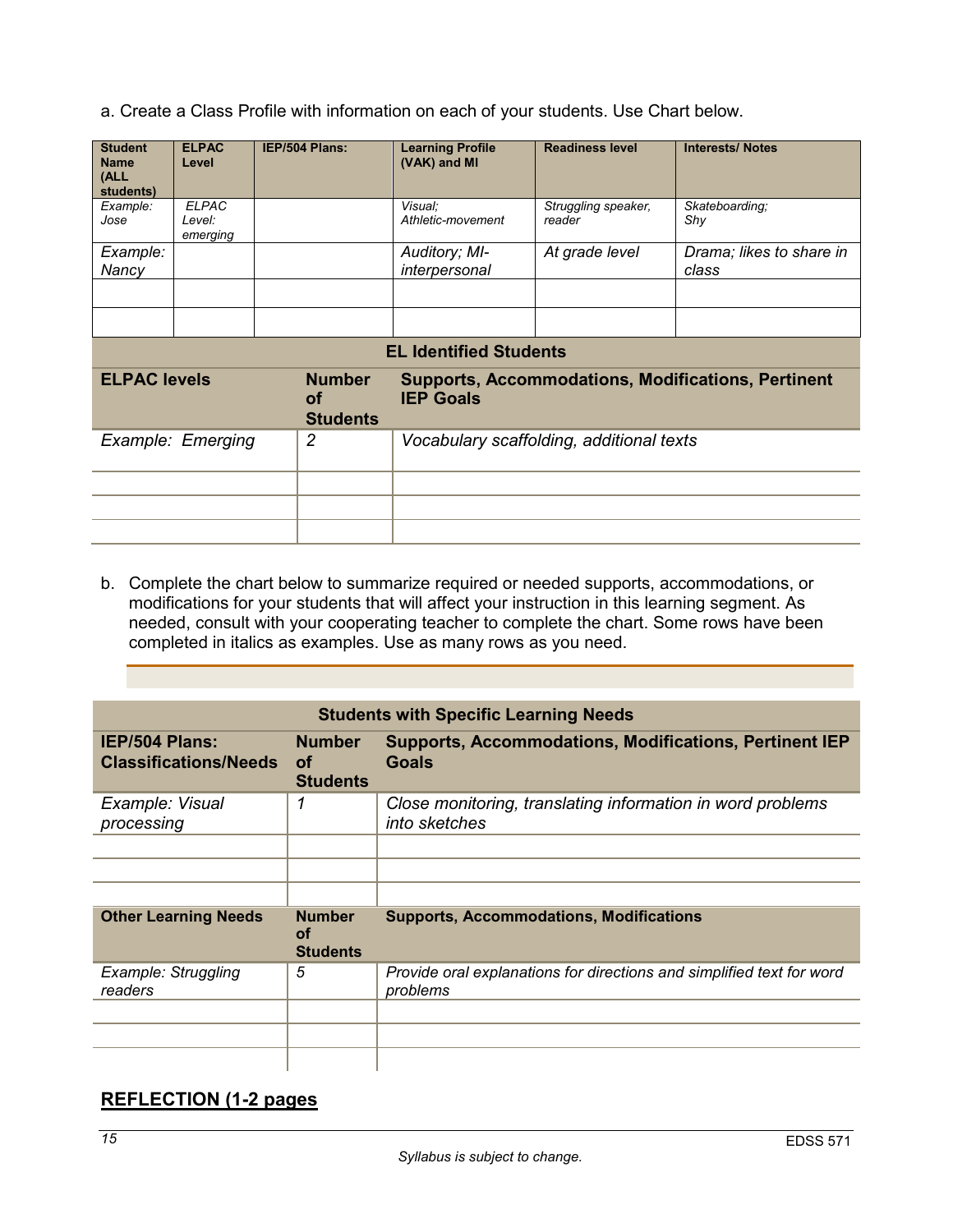a. Create a Class Profile with information on each of your students. Use Chart below.

| Student Name (ALL students) | ELPAC Level | IEP/504 Plans: | Learning Profile (VAK) and MI | Readiness level | Interests/ Notes |
|---|---|---|---|---|---|
| *Example: Jose* | *ELPAC Level: emerging* | | *Visual; Athletic-movement* | *Struggling speaker, reader* | *Skateboarding; Shy* |
| *Example: Nancy* | | | *Auditory; MI-interpersonal* | *At grade level* | *Drama; likes to share in class* |
| | | | | | |
| | | | | | |

| EL Identified Students | | |
|---|---|---|
| **ELPAC levels** | **Number of Students** | **Supports, Accommodations, Modifications, Pertinent IEP Goals** |
| *Example: Emerging* | *2* | *Vocabulary scaffolding, additional texts* |
| | | |
| | | |
| | | |

b. Complete the chart below to summarize required or needed supports, accommodations, or modifications for your students that will affect your instruction in this learning segment. As needed, consult with your cooperating teacher to complete the chart. Some rows have been completed in italics as examples. Use as many rows as you need.

| Students with Specific Learning Needs | | |
|---|---|---|
| **IEP/504 Plans: Classifications/Needs** | **Number of Students** | **Supports, Accommodations, Modifications, Pertinent IEP Goals** |
| *Example: Visual processing* | *1* | *Close monitoring, translating information in word problems into sketches* |
| | | |
| | | |
| | | |
| **Other Learning Needs** | **Number of Students** | **Supports, Accommodations, Modifications** |
| *Example: Struggling readers* | *5* | *Provide oral explanations for directions and simplified text for word problems* |
| | | |
| | | |
| | | |

## REFLECTION (1-2 pages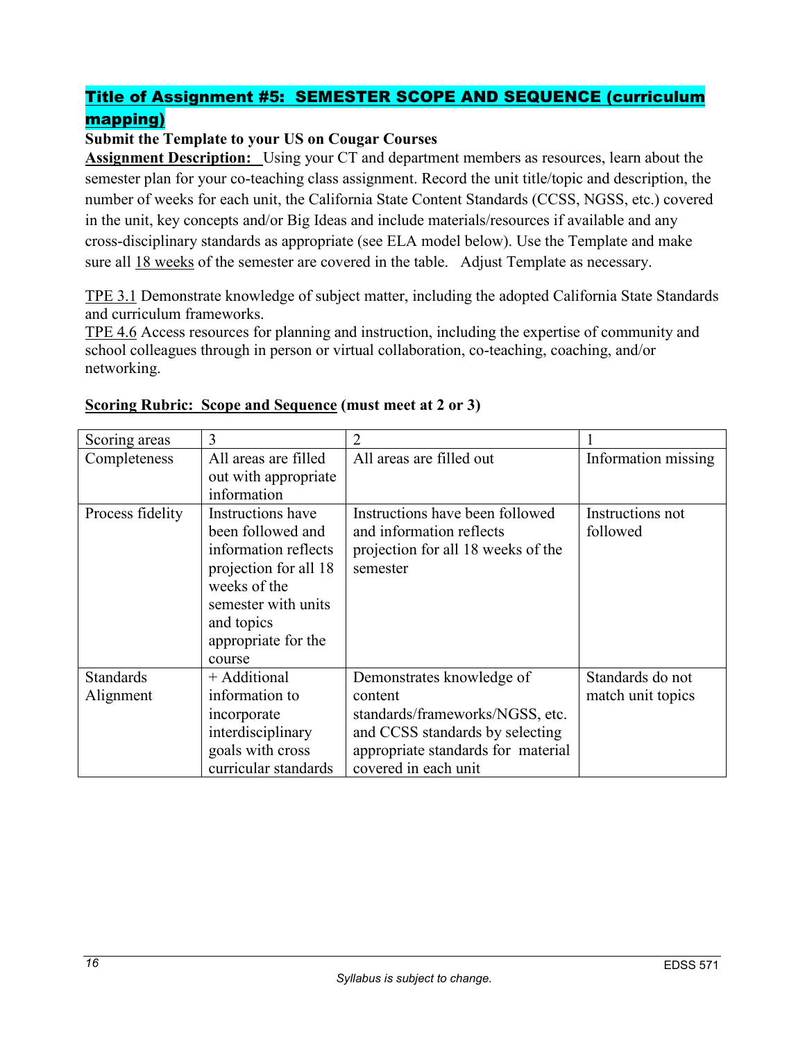## Title of Assignment #5: SEMESTER SCOPE AND SEQUENCE (curriculum mapping)

**Submit the Template to your US on Cougar Courses**

**Assignment Description:** Using your CT and department members as resources, learn about the semester plan for your co-teaching class assignment. Record the unit title/topic and description, the number of weeks for each unit, the California State Content Standards (CCSS, NGSS, etc.) covered in the unit, key concepts and/or Big Ideas and include materials/resources if available and any cross-disciplinary standards as appropriate (see ELA model below). Use the Template and make sure all 18 weeks of the semester are covered in the table. Adjust Template as necessary.

TPE 3.1 Demonstrate knowledge of subject matter, including the adopted California State Standards and curriculum frameworks.

TPE 4.6 Access resources for planning and instruction, including the expertise of community and school colleagues through in person or virtual collaboration, co-teaching, coaching, and/or networking.

**Scoring Rubric: Scope and Sequence (must meet at 2 or 3)**

| Scoring areas | 3 | 2 | 1 |
|---|---|---|---|
| Completeness | All areas are filled out with appropriate information | All areas are filled out | Information missing |
| Process fidelity | Instructions have been followed and information reflects projection for all 18 weeks of the semester with units and topics appropriate for the course | Instructions have been followed and information reflects projection for all 18 weeks of the semester | Instructions not followed |
| Standards Alignment | + Additional information to incorporate interdisciplinary goals with cross curricular standards | Demonstrates knowledge of content standards/frameworks/NGSS, etc. and CCSS standards by selecting appropriate standards for material covered in each unit | Standards do not match unit topics |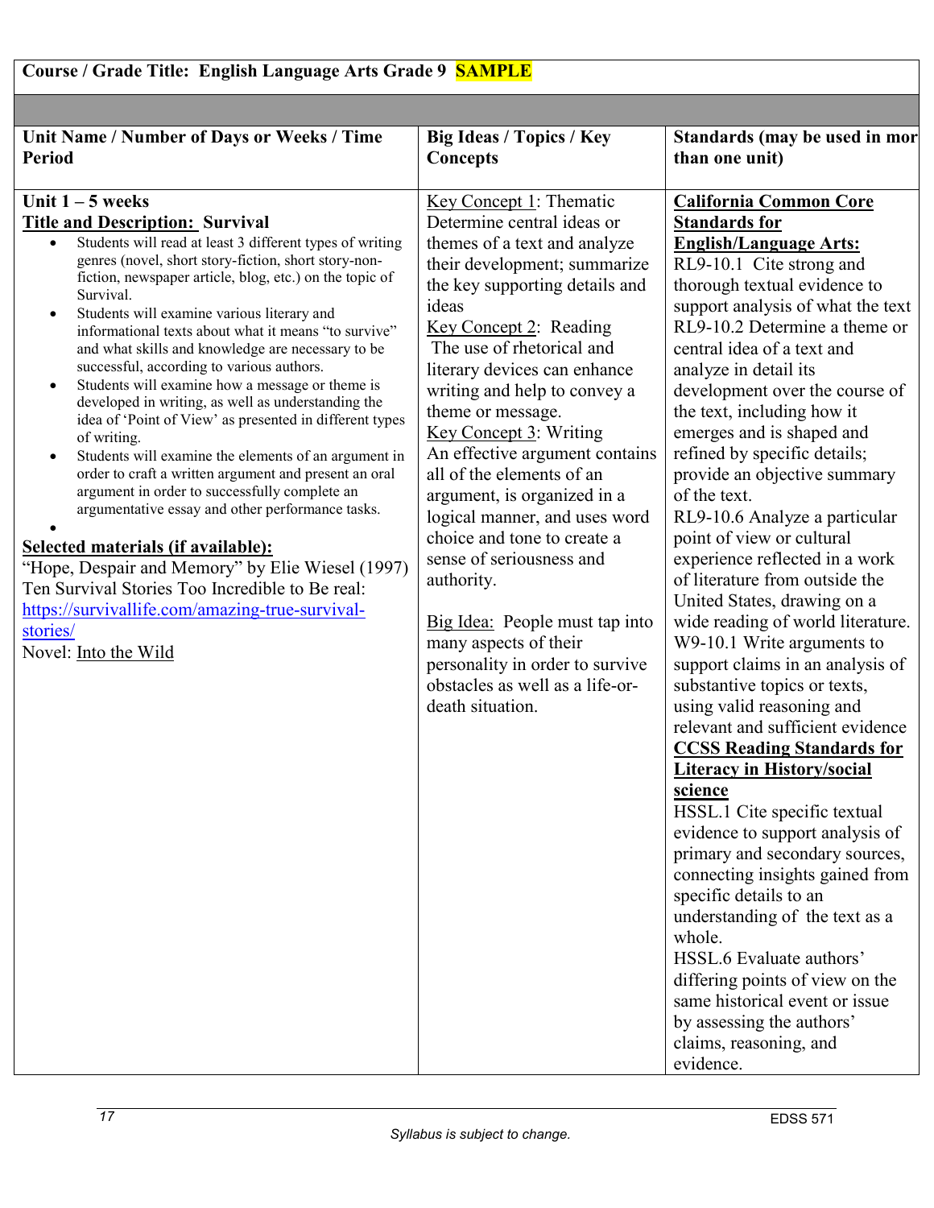| **Course / Grade Title: English Language Arts Grade 9 SAMPLE** | | |
|---|---|---|
| | | |
| **Unit Name / Number of Days or Weeks / Time Period** | **Big Ideas / Topics / Key Concepts** | **Standards (may be used in mor than one unit)** |
| **Unit 1 – 5 weeks**<br>**Title and Description: Survival**<br>• Students will read at least 3 different types of writing genres (novel, short story-fiction, short story-non-fiction, newspaper article, blog, etc.) on the topic of Survival.<br>• Students will examine various literary and informational texts about what it means "to survive" and what skills and knowledge are necessary to be successful, according to various authors.<br>• Students will examine how a message or theme is developed in writing, as well as understanding the idea of 'Point of View' as presented in different types of writing.<br>• Students will examine the elements of an argument in order to craft a written argument and present an oral argument in order to successfully complete an argumentative essay and other performance tasks.<br>•<br>**Selected materials (if available):**<br>"Hope, Despair and Memory" by Elie Wiesel (1997)<br>Ten Survival Stories Too Incredible to Be real: https://survivallife.com/amazing-true-survival-stories/<br>Novel: Into the Wild | Key Concept 1: Thematic<br>Determine central ideas or themes of a text and analyze their development; summarize the key supporting details and ideas<br>Key Concept 2: Reading<br>The use of rhetorical and literary devices can enhance writing and help to convey a theme or message.<br>Key Concept 3: Writing<br>An effective argument contains all of the elements of an argument, is organized in a logical manner, and uses word choice and tone to create a sense of seriousness and authority.<br><br>Big Idea: People must tap into many aspects of their personality in order to survive obstacles as well as a life-or-death situation. | **California Common Core Standards for English/Language Arts:**<br>RL9-10.1 Cite strong and thorough textual evidence to support analysis of what the text<br>RL9-10.2 Determine a theme or central idea of a text and analyze in detail its development over the course of the text, including how it emerges and is shaped and refined by specific details; provide an objective summary of the text.<br>RL9-10.6 Analyze a particular point of view or cultural experience reflected in a work of literature from outside the United States, drawing on a wide reading of world literature.<br>W9-10.1 Write arguments to support claims in an analysis of substantive topics or texts, using valid reasoning and relevant and sufficient evidence<br>**CCSS Reading Standards for Literacy in History/social science**<br>HSSL.1 Cite specific textual evidence to support analysis of primary and secondary sources, connecting insights gained from specific details to an understanding of the text as a whole.<br>HSSL.6 Evaluate authors' differing points of view on the same historical event or issue by assessing the authors' claims, reasoning, and evidence. |

*Syllabus is subject to change.*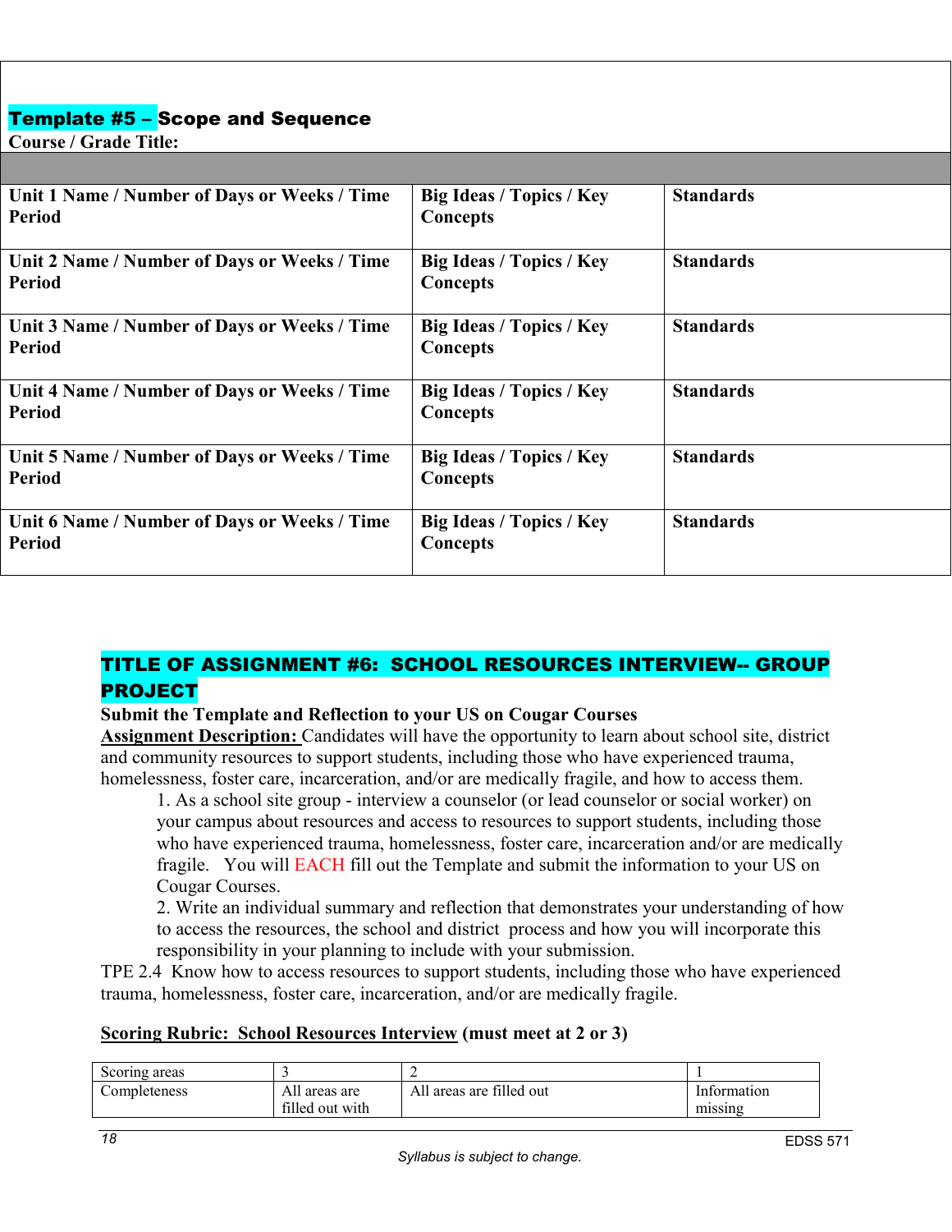**Template #5 – Scope and Sequence**

**Course / Grade Title:**

| | | |
|---|---|---|
| **Unit 1 Name / Number of Days or Weeks / Time Period** | **Big Ideas / Topics / Key Concepts** | **Standards** |
| **Unit 2 Name / Number of Days or Weeks / Time Period** | **Big Ideas / Topics / Key Concepts** | **Standards** |
| **Unit 3 Name / Number of Days or Weeks / Time Period** | **Big Ideas / Topics / Key Concepts** | **Standards** |
| **Unit 4 Name / Number of Days or Weeks / Time Period** | **Big Ideas / Topics / Key Concepts** | **Standards** |
| **Unit 5 Name / Number of Days or Weeks / Time Period** | **Big Ideas / Topics / Key Concepts** | **Standards** |
| **Unit 6 Name / Number of Days or Weeks / Time Period** | **Big Ideas / Topics / Key Concepts** | **Standards** |

## TITLE OF ASSIGNMENT #6: SCHOOL RESOURCES INTERVIEW-- GROUP PROJECT

**Submit the Template and Reflection to your US on Cougar Courses**

**Assignment Description:** Candidates will have the opportunity to learn about school site, district and community resources to support students, including those who have experienced trauma, homelessness, foster care, incarceration, and/or are medically fragile, and how to access them.

1. As a school site group - interview a counselor (or lead counselor or social worker) on your campus about resources and access to resources to support students, including those who have experienced trauma, homelessness, foster care, incarceration and/or are medically fragile. You will EACH fill out the Template and submit the information to your US on Cougar Courses.
2. Write an individual summary and reflection that demonstrates your understanding of how to access the resources, the school and district process and how you will incorporate this responsibility in your planning to include with your submission.

TPE 2.4 Know how to access resources to support students, including those who have experienced trauma, homelessness, foster care, incarceration, and/or are medically fragile.

**Scoring Rubric: School Resources Interview (must meet at 2 or 3)**

| Scoring areas | 3 | 2 | 1 |
|---|---|---|---|
| Completeness | All areas are filled out with | All areas are filled out | Information missing |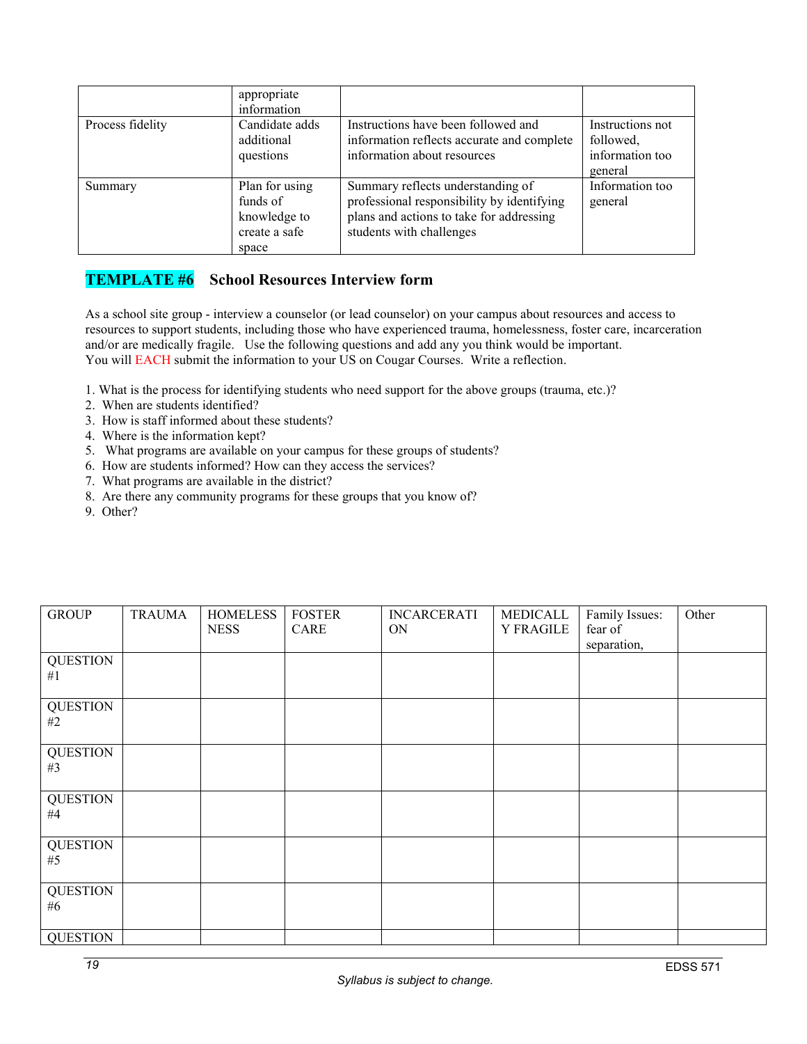| | appropriate information | | |
|---|---|---|---|
| Process fidelity | Candidate adds additional questions | Instructions have been followed and information reflects accurate and complete information about resources | Instructions not followed, information too general |
| Summary | Plan for using funds of knowledge to create a safe space | Summary reflects understanding of professional responsibility by identifying plans and actions to take for addressing students with challenges | Information too general |

## TEMPLATE #6 School Resources Interview form

As a school site group - interview a counselor (or lead counselor) on your campus about resources and access to resources to support students, including those who have experienced trauma, homelessness, foster care, incarceration and/or are medically fragile. Use the following questions and add any you think would be important. You will EACH submit the information to your US on Cougar Courses. Write a reflection.

1. What is the process for identifying students who need support for the above groups (trauma, etc.)?
2. When are students identified?
3. How is staff informed about these students?
4. Where is the information kept?
5. What programs are available on your campus for these groups of students?
6. How are students informed? How can they access the services?
7. What programs are available in the district?
8. Are there any community programs for these groups that you know of?
9. Other?

| GROUP | TRAUMA | HOMELESSNESS | FOSTER CARE | INCARCERATION | MEDICALLY FRAGILE | Family Issues: fear of separation, | Other |
|---|---|---|---|---|---|---|---|
| QUESTION #1 | | | | | | | |
| QUESTION #2 | | | | | | | |
| QUESTION #3 | | | | | | | |
| QUESTION #4 | | | | | | | |
| QUESTION #5 | | | | | | | |
| QUESTION #6 | | | | | | | |
| QUESTION | | | | | | | |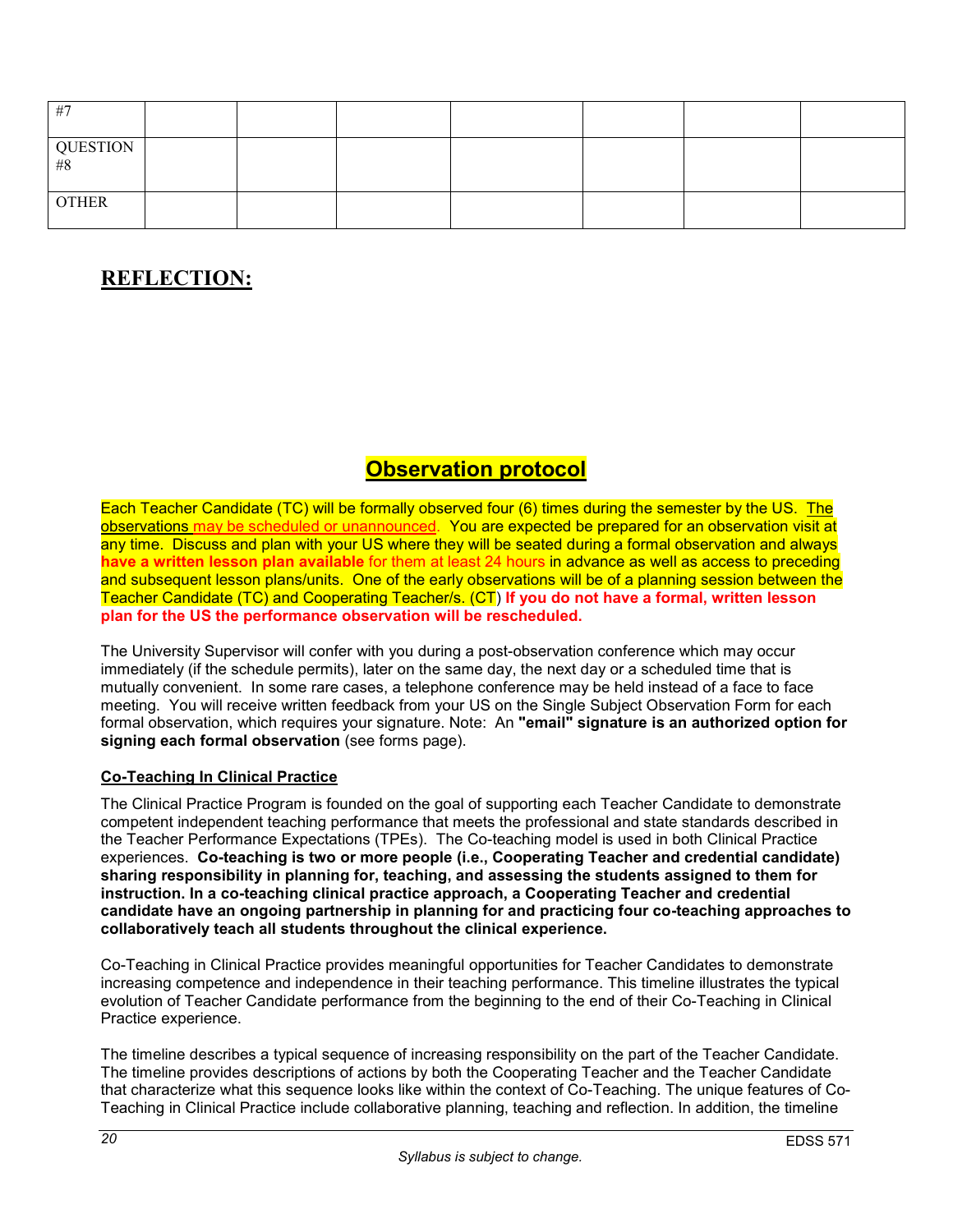| #7 | | | | | | | |
|---|---|---|---|---|---|---|---|
| QUESTION #8 | | | | | | | |
| OTHER | | | | | | | |

## REFLECTION:

## Observation protocol

Each Teacher Candidate (TC) will be formally observed four (6) times during the semester by the US. The observations may be scheduled or unannounced. You are expected be prepared for an observation visit at any time. Discuss and plan with your US where they will be seated during a formal observation and always **have a written lesson plan available** for them at least 24 hours in advance as well as access to preceding and subsequent lesson plans/units. One of the early observations will be of a planning session between the Teacher Candidate (TC) and Cooperating Teacher/s. (CT) **If you do not have a formal, written lesson plan for the US the performance observation will be rescheduled.**

The University Supervisor will confer with you during a post-observation conference which may occur immediately (if the schedule permits), later on the same day, the next day or a scheduled time that is mutually convenient. In some rare cases, a telephone conference may be held instead of a face to face meeting. You will receive written feedback from your US on the Single Subject Observation Form for each formal observation, which requires your signature. Note: An **"email" signature is an authorized option for signing each formal observation** (see forms page).

### Co-Teaching In Clinical Practice

The Clinical Practice Program is founded on the goal of supporting each Teacher Candidate to demonstrate competent independent teaching performance that meets the professional and state standards described in the Teacher Performance Expectations (TPEs). The Co-teaching model is used in both Clinical Practice experiences. **Co-teaching is two or more people (i.e., Cooperating Teacher and credential candidate) sharing responsibility in planning for, teaching, and assessing the students assigned to them for instruction. In a co-teaching clinical practice approach, a Cooperating Teacher and credential candidate have an ongoing partnership in planning for and practicing four co-teaching approaches to collaboratively teach all students throughout the clinical experience.**

Co-Teaching in Clinical Practice provides meaningful opportunities for Teacher Candidates to demonstrate increasing competence and independence in their teaching performance. This timeline illustrates the typical evolution of Teacher Candidate performance from the beginning to the end of their Co-Teaching in Clinical Practice experience.

The timeline describes a typical sequence of increasing responsibility on the part of the Teacher Candidate. The timeline provides descriptions of actions by both the Cooperating Teacher and the Teacher Candidate that characterize what this sequence looks like within the context of Co-Teaching. The unique features of Co-Teaching in Clinical Practice include collaborative planning, teaching and reflection. In addition, the timeline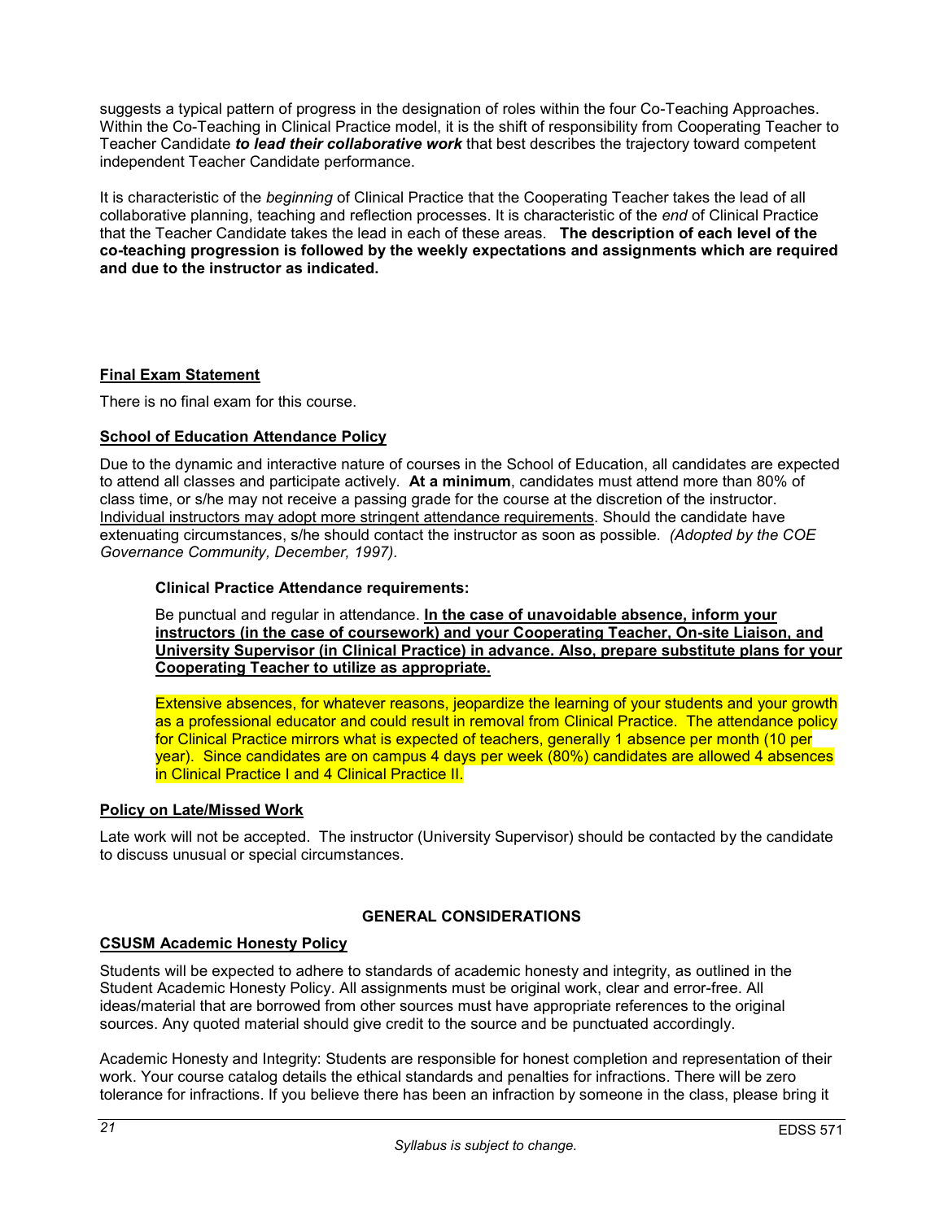suggests a typical pattern of progress in the designation of roles within the four Co-Teaching Approaches. Within the Co-Teaching in Clinical Practice model, it is the shift of responsibility from Cooperating Teacher to Teacher Candidate ***to lead their collaborative work*** that best describes the trajectory toward competent independent Teacher Candidate performance.

It is characteristic of the *beginning* of Clinical Practice that the Cooperating Teacher takes the lead of all collaborative planning, teaching and reflection processes. It is characteristic of the *end* of Clinical Practice that the Teacher Candidate takes the lead in each of these areas. **The description of each level of the co-teaching progression is followed by the weekly expectations and assignments which are required and due to the instructor as indicated.**

## Final Exam Statement

There is no final exam for this course.

## School of Education Attendance Policy

Due to the dynamic and interactive nature of courses in the School of Education, all candidates are expected to attend all classes and participate actively. **At a minimum**, candidates must attend more than 80% of class time, or s/he may not receive a passing grade for the course at the discretion of the instructor. Individual instructors may adopt more stringent attendance requirements. Should the candidate have extenuating circumstances, s/he should contact the instructor as soon as possible. *(Adopted by the COE Governance Community, December, 1997).*

### Clinical Practice Attendance requirements:

Be punctual and regular in attendance. **In the case of unavoidable absence, inform your instructors (in the case of coursework) and your Cooperating Teacher, On-site Liaison, and University Supervisor (in Clinical Practice) in advance. Also, prepare substitute plans for your Cooperating Teacher to utilize as appropriate.**

Extensive absences, for whatever reasons, jeopardize the learning of your students and your growth as a professional educator and could result in removal from Clinical Practice. The attendance policy for Clinical Practice mirrors what is expected of teachers, generally 1 absence per month (10 per year). Since candidates are on campus 4 days per week (80%) candidates are allowed 4 absences in Clinical Practice I and 4 Clinical Practice II.

## Policy on Late/Missed Work

Late work will not be accepted. The instructor (University Supervisor) should be contacted by the candidate to discuss unusual or special circumstances.

# GENERAL CONSIDERATIONS

## CSUSM Academic Honesty Policy

Students will be expected to adhere to standards of academic honesty and integrity, as outlined in the Student Academic Honesty Policy. All assignments must be original work, clear and error-free. All ideas/material that are borrowed from other sources must have appropriate references to the original sources. Any quoted material should give credit to the source and be punctuated accordingly.

Academic Honesty and Integrity: Students are responsible for honest completion and representation of their work. Your course catalog details the ethical standards and penalties for infractions. There will be zero tolerance for infractions. If you believe there has been an infraction by someone in the class, please bring it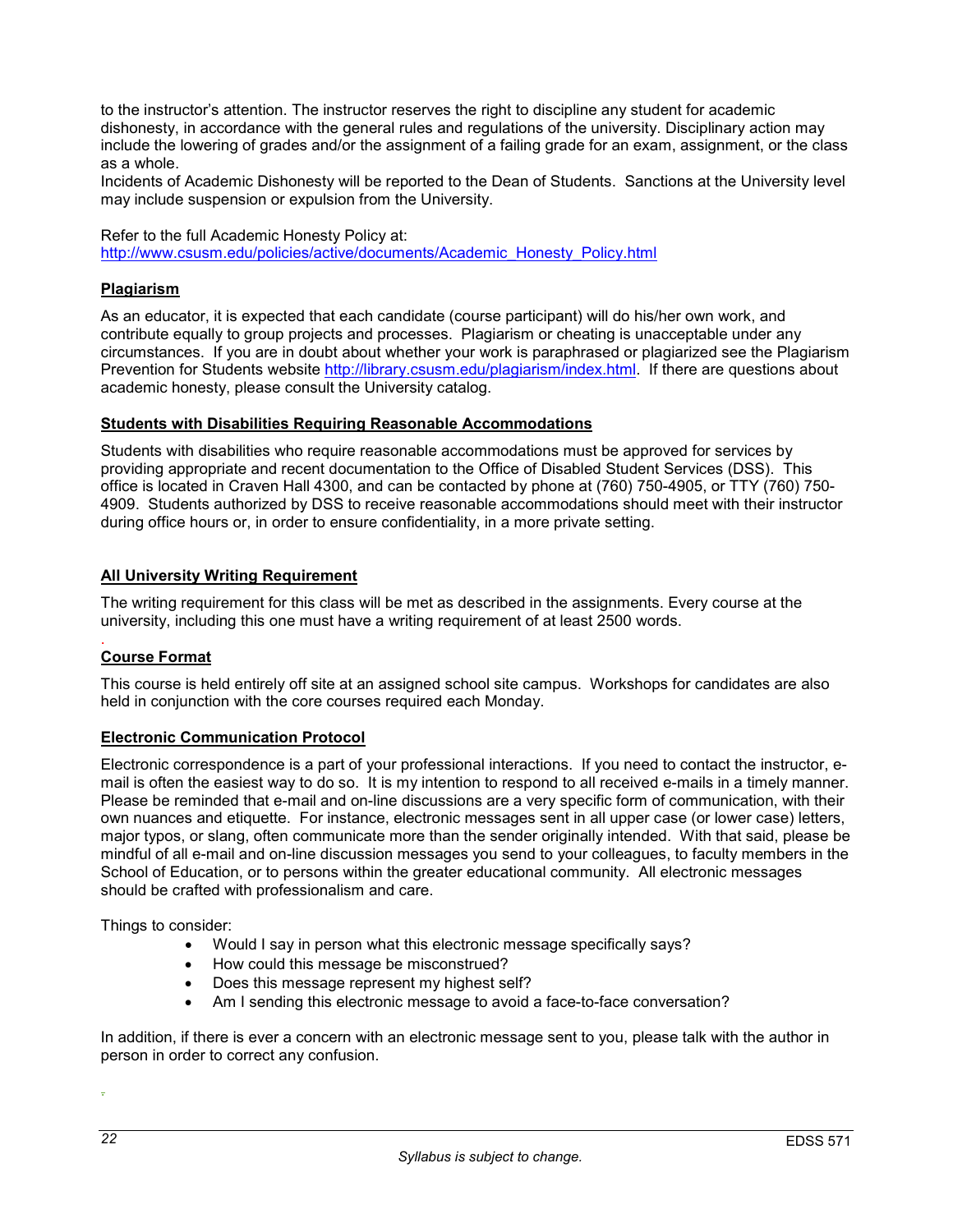to the instructor's attention. The instructor reserves the right to discipline any student for academic dishonesty, in accordance with the general rules and regulations of the university. Disciplinary action may include the lowering of grades and/or the assignment of a failing grade for an exam, assignment, or the class as a whole.

Incidents of Academic Dishonesty will be reported to the Dean of Students. Sanctions at the University level may include suspension or expulsion from the University.

Refer to the full Academic Honesty Policy at:
http://www.csusm.edu/policies/active/documents/Academic_Honesty_Policy.html

## Plagiarism

As an educator, it is expected that each candidate (course participant) will do his/her own work, and contribute equally to group projects and processes. Plagiarism or cheating is unacceptable under any circumstances. If you are in doubt about whether your work is paraphrased or plagiarized see the Plagiarism Prevention for Students website http://library.csusm.edu/plagiarism/index.html. If there are questions about academic honesty, please consult the University catalog.

## Students with Disabilities Requiring Reasonable Accommodations

Students with disabilities who require reasonable accommodations must be approved for services by providing appropriate and recent documentation to the Office of Disabled Student Services (DSS). This office is located in Craven Hall 4300, and can be contacted by phone at (760) 750-4905, or TTY (760) 750-4909. Students authorized by DSS to receive reasonable accommodations should meet with their instructor during office hours or, in order to ensure confidentiality, in a more private setting.

## All University Writing Requirement

The writing requirement for this class will be met as described in the assignments. Every course at the university, including this one must have a writing requirement of at least 2500 words.

## Course Format

This course is held entirely off site at an assigned school site campus. Workshops for candidates are also held in conjunction with the core courses required each Monday.

## Electronic Communication Protocol

Electronic correspondence is a part of your professional interactions. If you need to contact the instructor, e-mail is often the easiest way to do so. It is my intention to respond to all received e-mails in a timely manner. Please be reminded that e-mail and on-line discussions are a very specific form of communication, with their own nuances and etiquette. For instance, electronic messages sent in all upper case (or lower case) letters, major typos, or slang, often communicate more than the sender originally intended. With that said, please be mindful of all e-mail and on-line discussion messages you send to your colleagues, to faculty members in the School of Education, or to persons within the greater educational community. All electronic messages should be crafted with professionalism and care.

Things to consider:

- Would I say in person what this electronic message specifically says?
- How could this message be misconstrued?
- Does this message represent my highest self?
- Am I sending this electronic message to avoid a face-to-face conversation?

In addition, if there is ever a concern with an electronic message sent to you, please talk with the author in person in order to correct any confusion.